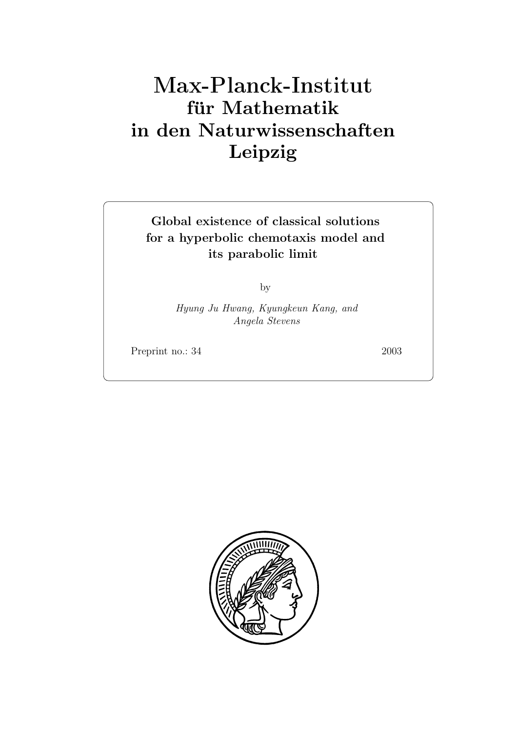# Max-Planck-Institut
## für Mathematik
## in den Naturwissenschaften
## Leipzig

**Global existence of classical solutions for a hyperbolic chemotaxis model and its parabolic limit**

by

*Hyung Ju Hwang, Kyungkeun Kang, and Angela Stevens*

Preprint no.: 34 2003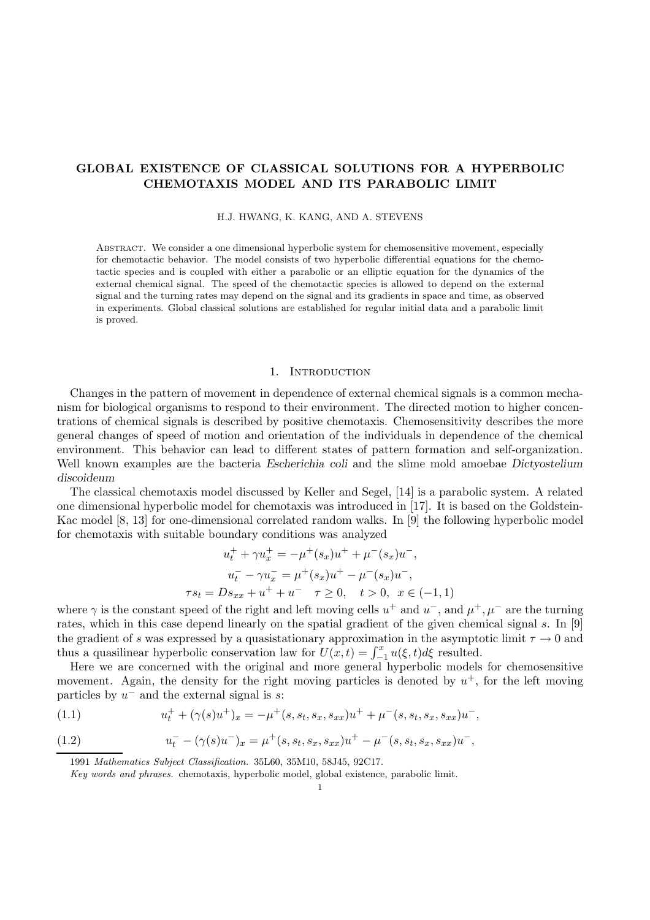# GLOBAL EXISTENCE OF CLASSICAL SOLUTIONS FOR A HYPERBOLIC CHEMOTAXIS MODEL AND ITS PARABOLIC LIMIT

H.J. HWANG, K. KANG, AND A. STEVENS

Abstract. We consider a one dimensional hyperbolic system for chemosensitive movement, especially for chemotactic behavior. The model consists of two hyperbolic differential equations for the chemotactic species and is coupled with either a parabolic or an elliptic equation for the dynamics of the external chemical signal. The speed of the chemotactic species is allowed to depend on the external signal and the turning rates may depend on the signal and its gradients in space and time, as observed in experiments. Global classical solutions are established for regular initial data and a parabolic limit is proved.

## 1. Introduction

Changes in the pattern of movement in dependence of external chemical signals is a common mechanism for biological organisms to respond to their environment. The directed motion to higher concentrations of chemical signals is described by positive chemotaxis. Chemosensitivity describes the more general changes of speed of motion and orientation of the individuals in dependence of the chemical environment. This behavior can lead to different states of pattern formation and self-organization. Well known examples are the bacteria *Escherichia coli* and the slime mold amoebae *Dictyostelium discoideum*

The classical chemotaxis model discussed by Keller and Segel, [14] is a parabolic system. A related one dimensional hyperbolic model for chemotaxis was introduced in [17]. It is based on the Goldstein-Kac model [8, 13] for one-dimensional correlated random walks. In [9] the following hyperbolic model for chemotaxis with suitable boundary conditions was analyzed

$$
\begin{aligned}
u_t^+ + \gamma u_x^+ &= -\mu^+(s_x)u^+ + \mu^-(s_x)u^-, \\
u_t^- - \gamma u_x^- &= \mu^+(s_x)u^+ - \mu^-(s_x)u^-, \\
\tau s_t &= D s_{xx} + u^+ + u^- \quad \tau \geq 0, \quad t > 0, \ x \in (-1,1)
\end{aligned}
$$

where $\gamma$ is the constant speed of the right and left moving cells $u^+$ and $u^-$, and $\mu^+, \mu^-$ are the turning rates, which in this case depend linearly on the spatial gradient of the given chemical signal $s$. In [9] the gradient of $s$ was expressed by a quasistationary approximation in the asymptotic limit $\tau \to 0$ and thus a quasilinear hyperbolic conservation law for $U(x,t) = \int_{-1}^{x} u(\xi,t)d\xi$ resulted.

Here we are concerned with the original and more general hyperbolic models for chemosensitive movement. Again, the density for the right moving particles is denoted by $u^+$, for the left moving particles by $u^-$ and the external signal is $s$:

$$
u_t^+ + (\gamma(s)u^+)_x = -\mu^+(s, s_t, s_x, s_{xx})u^+ + \mu^-(s, s_t, s_x, s_{xx})u^-, \tag{1.1}
$$

$$
u_t^- - (\gamma(s)u^-)_x = \mu^+(s, s_t, s_x, s_{xx})u^+ - \mu^-(s, s_t, s_x, s_{xx})u^-, \tag{1.2}
$$

1991 *Mathematics Subject Classification.* 35L60, 35M10, 58J45, 92C17.

*Key words and phrases.* chemotaxis, hyperbolic model, global existence, parabolic limit.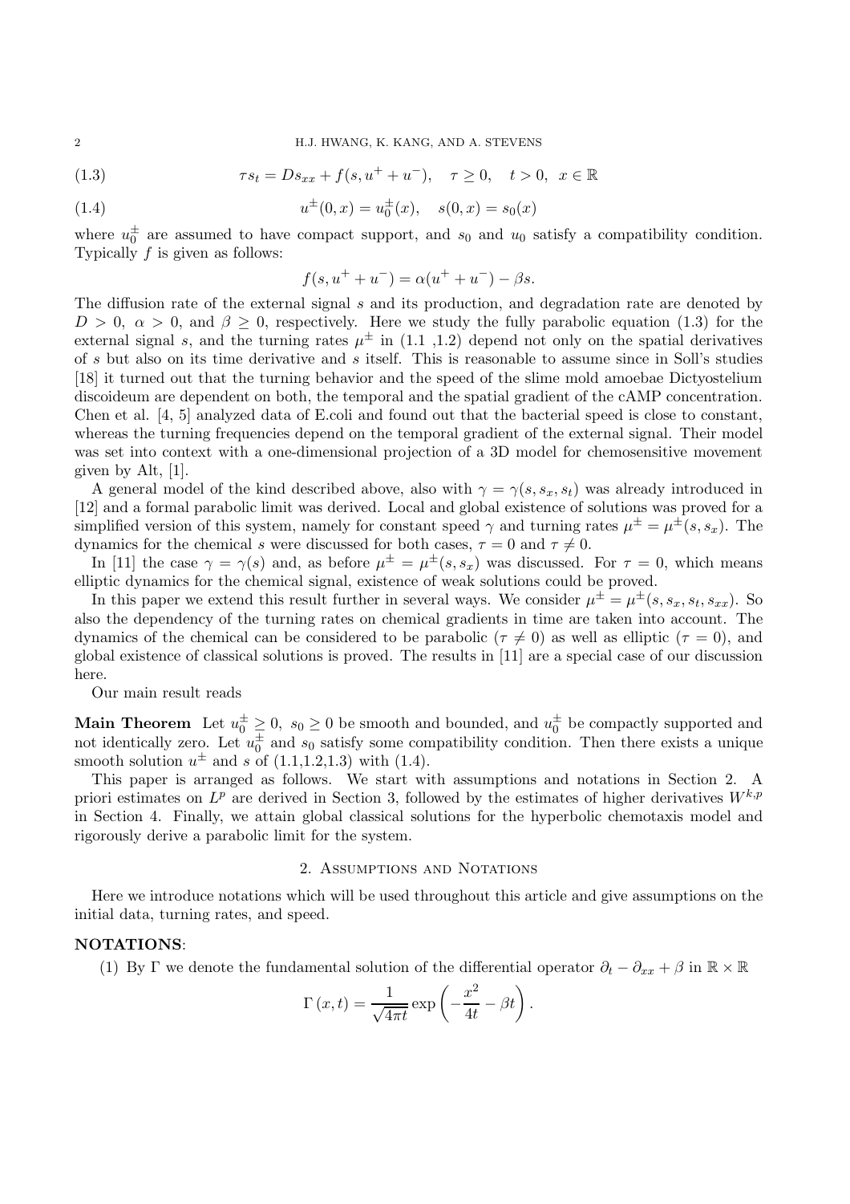$$\tau s_t = D s_{xx} + f(s, u^+ + u^-), \quad \tau \geq 0, \quad t > 0, \;\; x \in \mathbb{R} \tag{1.3}$$

$$u^\pm(0, x) = u_0^\pm(x), \quad s(0, x) = s_0(x) \tag{1.4}$$

where $u_0^\pm$ are assumed to have compact support, and $s_0$ and $u_0$ satisfy a compatibility condition. Typically $f$ is given as follows:

$$f(s, u^+ + u^-) = \alpha(u^+ + u^-) - \beta s.$$

The diffusion rate of the external signal $s$ and its production, and degradation rate are denoted by $D > 0$, $\alpha > 0$, and $\beta \geq 0$, respectively. Here we study the fully parabolic equation (1.3) for the external signal $s$, and the turning rates $\mu^\pm$ in (1.1 ,1.2) depend not only on the spatial derivatives of $s$ but also on its time derivative and $s$ itself. This is reasonable to assume since in Soll's studies [18] it turned out that the turning behavior and the speed of the slime mold amoebae Dictyostelium discoideum are dependent on both, the temporal and the spatial gradient of the cAMP concentration. Chen et al. [4, 5] analyzed data of E.coli and found out that the bacterial speed is close to constant, whereas the turning frequencies depend on the temporal gradient of the external signal. Their model was set into context with a one-dimensional projection of a 3D model for chemosensitive movement given by Alt, [1].

A general model of the kind described above, also with $\gamma = \gamma(s, s_x, s_t)$ was already introduced in [12] and a formal parabolic limit was derived. Local and global existence of solutions was proved for a simplified version of this system, namely for constant speed $\gamma$ and turning rates $\mu^\pm = \mu^\pm(s, s_x)$. The dynamics for the chemical $s$ were discussed for both cases, $\tau = 0$ and $\tau \neq 0$.

In [11] the case $\gamma = \gamma(s)$ and, as before $\mu^\pm = \mu^\pm(s, s_x)$ was discussed. For $\tau = 0$, which means elliptic dynamics for the chemical signal, existence of weak solutions could be proved.

In this paper we extend this result further in several ways. We consider $\mu^\pm = \mu^\pm(s, s_x, s_t, s_{xx})$. So also the dependency of the turning rates on chemical gradients in time are taken into account. The dynamics of the chemical can be considered to be parabolic ($\tau \neq 0$) as well as elliptic ($\tau = 0$), and global existence of classical solutions is proved. The results in [11] are a special case of our discussion here.

Our main result reads

**Main Theorem** Let $u_0^\pm \geq 0$, $s_0 \geq 0$ be smooth and bounded, and $u_0^\pm$ be compactly supported and not identically zero. Let $u_0^\pm$ and $s_0$ satisfy some compatibility condition. Then there exists a unique smooth solution $u^\pm$ and $s$ of (1.1,1.2,1.3) with (1.4).

This paper is arranged as follows. We start with assumptions and notations in Section 2. A priori estimates on $L^p$ are derived in Section 3, followed by the estimates of higher derivatives $W^{k,p}$ in Section 4. Finally, we attain global classical solutions for the hyperbolic chemotaxis model and rigorously derive a parabolic limit for the system.

## 2. Assumptions and Notations

Here we introduce notations which will be used throughout this article and give assumptions on the initial data, turning rates, and speed.

**NOTATIONS**:

(1) By $\Gamma$ we denote the fundamental solution of the differential operator $\partial_t - \partial_{xx} + \beta$ in $\mathbb{R} \times \mathbb{R}$

$$\Gamma(x, t) = \frac{1}{\sqrt{4\pi t}} \exp\left(-\frac{x^2}{4t} - \beta t\right).$$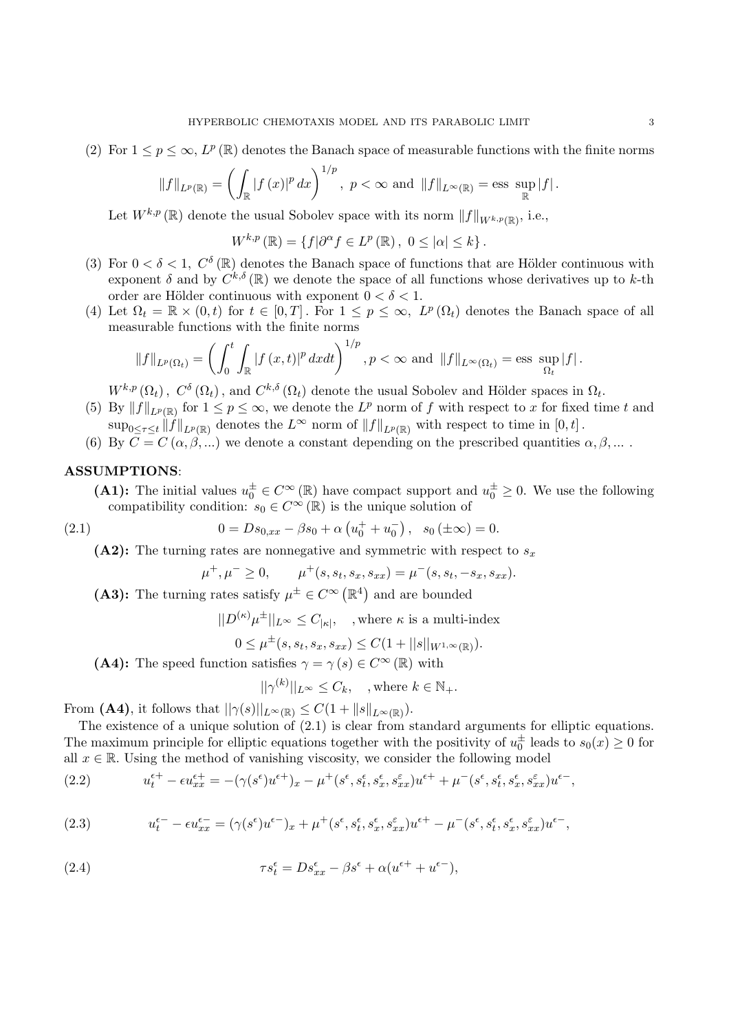(2) For $1 \leq p \leq \infty$, $L^p(\mathbb{R})$ denotes the Banach space of measurable functions with the finite norms

$$\|f\|_{L^p(\mathbb{R})} = \left( \int_{\mathbb{R}} |f(x)|^p \, dx \right)^{1/p}, \; p < \infty \text{ and } \|f\|_{L^\infty(\mathbb{R})} = \text{ess} \sup_{\mathbb{R}} |f|.$$

Let $W^{k,p}(\mathbb{R})$ denote the usual Sobolev space with its norm $\|f\|_{W^{k,p}(\mathbb{R})}$, i.e.,

$$W^{k,p}(\mathbb{R}) = \{ f | \partial^\alpha f \in L^p(\mathbb{R}), \; 0 \leq |\alpha| \leq k \}.$$

(3) For $0 < \delta < 1$, $C^\delta(\mathbb{R})$ denotes the Banach space of functions that are Hölder continuous with exponent $\delta$ and by $C^{k,\delta}(\mathbb{R})$ we denote the space of all functions whose derivatives up to $k$-th order are Hölder continuous with exponent $0 < \delta < 1$.

(4) Let $\Omega_t = \mathbb{R} \times (0,t)$ for $t \in [0,T]$. For $1 \leq p \leq \infty$, $L^p(\Omega_t)$ denotes the Banach space of all measurable functions with the finite norms

$$\|f\|_{L^p(\Omega_t)} = \left( \int_0^t \int_{\mathbb{R}} |f(x,t)|^p \, dx dt \right)^{1/p}, p < \infty \text{ and } \|f\|_{L^\infty(\Omega_t)} = \text{ess} \sup_{\Omega_t} |f|.$$

$W^{k,p}(\Omega_t)$, $C^\delta(\Omega_t)$, and $C^{k,\delta}(\Omega_t)$ denote the usual Sobolev and Hölder spaces in $\Omega_t$.

(5) By $\|f\|_{L^p(\mathbb{R})}$ for $1 \leq p \leq \infty$, we denote the $L^p$ norm of $f$ with respect to $x$ for fixed time $t$ and $\sup_{0 \leq \tau \leq t} \|f\|_{L^p(\mathbb{R})}$ denotes the $L^\infty$ norm of $\|f\|_{L^p(\mathbb{R})}$ with respect to time in $[0,t]$.

(6) By $C = C(\alpha, \beta, ...)$ we denote a constant depending on the prescribed quantities $\alpha, \beta, ...$ .

**ASSUMPTIONS**:

**(A1):** The initial values $u_0^\pm \in C^\infty(\mathbb{R})$ have compact support and $u_0^\pm \geq 0$. We use the following compatibility condition: $s_0 \in C^\infty(\mathbb{R})$ is the unique solution of

$$0 = D s_{0,xx} - \beta s_0 + \alpha \left( u_0^+ + u_0^- \right), \quad s_0(\pm\infty) = 0. \tag{2.1}$$

**(A2):** The turning rates are nonnegative and symmetric with respect to $s_x$

$$\mu^+, \mu^- \geq 0, \qquad \mu^+(s, s_t, s_x, s_{xx}) = \mu^-(s, s_t, -s_x, s_{xx}).$$

**(A3):** The turning rates satisfy $\mu^\pm \in C^\infty(\mathbb{R}^4)$ and are bounded

$$||D^{(\kappa)} \mu^\pm||_{L^\infty} \leq C_{|\kappa|}, \quad \text{, where } \kappa \text{ is a multi-index}$$

$$0 \leq \mu^\pm(s, s_t, s_x, s_{xx}) \leq C(1 + ||s||_{W^{1,\infty}(\mathbb{R})}).$$

**(A4):** The speed function satisfies $\gamma = \gamma(s) \in C^\infty(\mathbb{R})$ with

$$||\gamma^{(k)}||_{L^\infty} \leq C_k, \quad \text{, where } k \in \mathbb{N}_+.$$

From **(A4)**, it follows that $||\gamma(s)||_{L^\infty(\mathbb{R})} \leq C(1 + \|s\|_{L^\infty(\mathbb{R})})$.

The existence of a unique solution of (2.1) is clear from standard arguments for elliptic equations. The maximum principle for elliptic equations together with the positivity of $u_0^\pm$ leads to $s_0(x) \geq 0$ for all $x \in \mathbb{R}$. Using the method of vanishing viscosity, we consider the following model

$$u_t^{\epsilon+} - \epsilon u_{xx}^{\epsilon+} = -(\gamma(s^\epsilon) u^{\epsilon+})_x - \mu^+(s^\epsilon, s_t^\epsilon, s_x^\epsilon, s_{xx}^\varepsilon) u^{\epsilon+} + \mu^-(s^\epsilon, s_t^\epsilon, s_x^\epsilon, s_{xx}^\varepsilon) u^{\epsilon-}, \tag{2.2}$$

$$u_t^{\epsilon-} - \epsilon u_{xx}^{\epsilon-} = (\gamma(s^\epsilon) u^{\epsilon-})_x + \mu^+(s^\epsilon, s_t^\epsilon, s_x^\epsilon, s_{xx}^\varepsilon) u^{\epsilon+} - \mu^-(s^\epsilon, s_t^\epsilon, s_x^\epsilon, s_{xx}^\varepsilon) u^{\epsilon-}, \tag{2.3}$$

$$\tau s_t^\epsilon = D s_{xx}^\epsilon - \beta s^\epsilon + \alpha (u^{\epsilon+} + u^{\epsilon-}), \tag{2.4}$$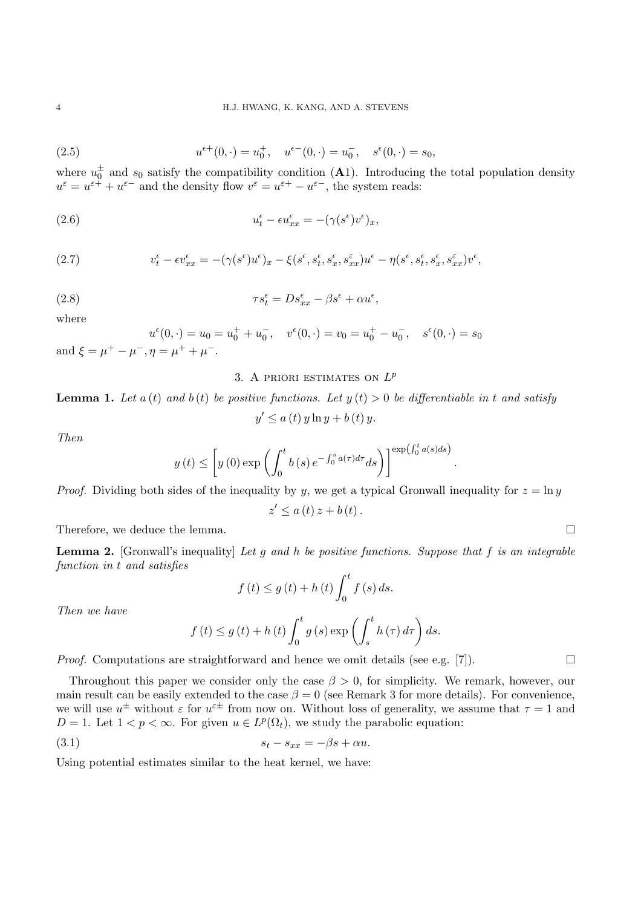$$u^{\epsilon+}(0,\cdot) = u_0^+, \quad u^{\epsilon-}(0,\cdot) = u_0^-, \quad s^\epsilon(0,\cdot) = s_0, \tag{2.5}$$

where $u_0^\pm$ and $s_0$ satisfy the compatibility condition (**A**1). Introducing the total population density $u^\varepsilon = u^{\varepsilon+} + u^{\varepsilon-}$ and the density flow $v^\varepsilon = u^{\varepsilon+} - u^{\varepsilon-}$, the system reads:

$$u_t^\epsilon - \epsilon u_{xx}^\epsilon = -(\gamma(s^\epsilon)v^\epsilon)_x, \tag{2.6}$$

$$v_t^\epsilon - \epsilon v_{xx}^\epsilon = -(\gamma(s^\epsilon)u^\epsilon)_x - \xi(s^\epsilon, s_t^\epsilon, s_x^\epsilon, s_{xx}^\varepsilon)u^\epsilon - \eta(s^\epsilon, s_t^\epsilon, s_x^\epsilon, s_{xx}^\varepsilon)v^\epsilon, \tag{2.7}$$

$$\tau s_t^\epsilon = D s_{xx}^\epsilon - \beta s^\epsilon + \alpha u^\epsilon, \tag{2.8}$$

where

$$u^\epsilon(0,\cdot) = u_0 = u_0^+ + u_0^-, \quad v^\epsilon(0,\cdot) = v_0 = u_0^+ - u_0^-, \quad s^\epsilon(0,\cdot) = s_0$$

and $\xi = \mu^+ - \mu^-, \eta = \mu^+ + \mu^-$.

## 3. A priori estimates on $L^p$

**Lemma 1.** *Let $a(t)$ and $b(t)$ be positive functions. Let $y(t) > 0$ be differentiable in $t$ and satisfy*

$$y' \leq a(t)\, y \ln y + b(t)\, y.$$

*Then*

$$y(t) \leq \left[ y(0) \exp\left( \int_0^t b(s)\, e^{-\int_0^s a(\tau)d\tau} ds \right) \right]^{\exp\left(\int_0^t a(s)ds\right)}.$$

*Proof.* Dividing both sides of the inequality by $y$, we get a typical Gronwall inequality for $z = \ln y$

$$z' \leq a(t)\, z + b(t).$$

Therefore, we deduce the lemma. $\square$

**Lemma 2.** [Gronwall's inequality] *Let $g$ and $h$ be positive functions. Suppose that $f$ is an integrable function in $t$ and satisfies*

$$f(t) \leq g(t) + h(t) \int_0^t f(s)\, ds.$$

*Then we have*

$$f(t) \leq g(t) + h(t) \int_0^t g(s) \exp\left( \int_s^t h(\tau)\, d\tau \right) ds.$$

*Proof.* Computations are straightforward and hence we omit details (see e.g. [7]). $\square$

Throughout this paper we consider only the case $\beta > 0$, for simplicity. We remark, however, our main result can be easily extended to the case $\beta = 0$ (see Remark 3 for more details). For convenience, we will use $u^\pm$ without $\varepsilon$ for $u^{\varepsilon\pm}$ from now on. Without loss of generality, we assume that $\tau = 1$ and $D = 1$. Let $1 < p < \infty$. For given $u \in L^p(\Omega_t)$, we study the parabolic equation:

$$s_t - s_{xx} = -\beta s + \alpha u. \tag{3.1}$$

Using potential estimates similar to the heat kernel, we have: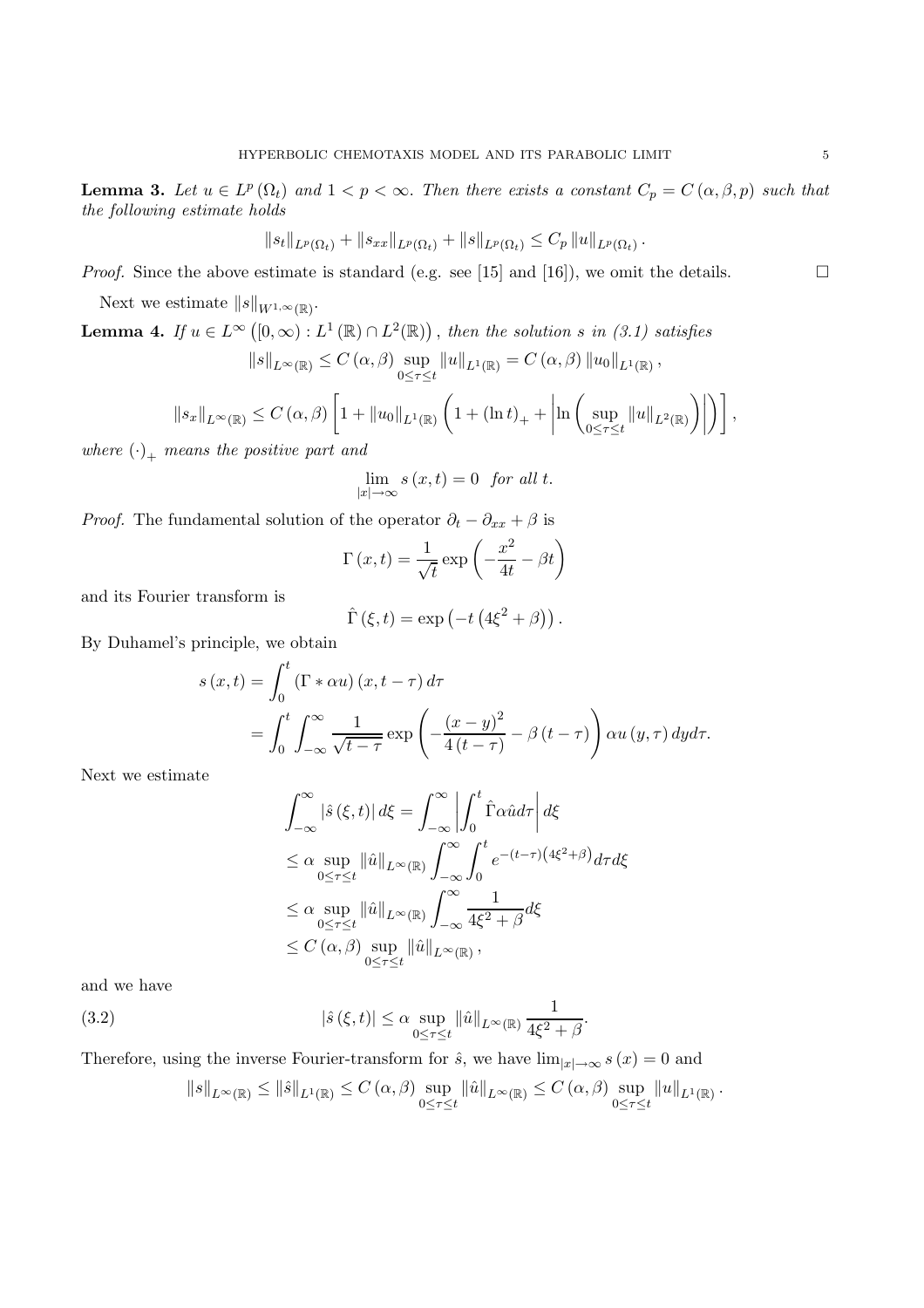**Lemma 3.** *Let $u \in L^p(\Omega_t)$ and $1 < p < \infty$. Then there exists a constant $C_p = C(\alpha, \beta, p)$ such that the following estimate holds*

$$\|s_t\|_{L^p(\Omega_t)} + \|s_{xx}\|_{L^p(\Omega_t)} + \|s\|_{L^p(\Omega_t)} \le C_p \|u\|_{L^p(\Omega_t)}.$$

*Proof.* Since the above estimate is standard (e.g. see [15] and [16]), we omit the details. $\square$

Next we estimate $\|s\|_{W^{1,\infty}(\mathbb{R})}$.

**Lemma 4.** *If $u \in L^\infty([0,\infty) : L^1(\mathbb{R}) \cap L^2(\mathbb{R}))$, then the solution $s$ in (3.1) satisfies*

$$\|s\|_{L^\infty(\mathbb{R})} \le C(\alpha, \beta) \sup_{0\le\tau\le t} \|u\|_{L^1(\mathbb{R})} = C(\alpha, \beta) \|u_0\|_{L^1(\mathbb{R})},$$

$$\|s_x\|_{L^\infty(\mathbb{R})} \le C(\alpha, \beta) \left[1 + \|u_0\|_{L^1(\mathbb{R})} \left(1 + (\ln t)_+ + \left|\ln\left(\sup_{0\le\tau\le t} \|u\|_{L^2(\mathbb{R})}\right)\right|\right)\right],$$

*where $(\cdot)_+$ means the positive part and*

$$\lim_{|x|\to\infty} s(x,t) = 0 \quad \textit{for all } t.$$

*Proof.* The fundamental solution of the operator $\partial_t - \partial_{xx} + \beta$ is

$$\Gamma(x,t) = \frac{1}{\sqrt{t}} \exp\left(-\frac{x^2}{4t} - \beta t\right)$$

and its Fourier transform is

$$\hat{\Gamma}(\xi, t) = \exp\left(-t\left(4\xi^2 + \beta\right)\right).$$

By Duhamel's principle, we obtain

$$\begin{aligned}
s(x,t) &= \int_0^t (\Gamma * \alpha u)(x, t-\tau)\, d\tau \\
&= \int_0^t \int_{-\infty}^\infty \frac{1}{\sqrt{t-\tau}} \exp\left(-\frac{(x-y)^2}{4(t-\tau)} - \beta(t-\tau)\right) \alpha u(y,\tau)\, dy d\tau.
\end{aligned}$$

Next we estimate

$$\begin{aligned}
\int_{-\infty}^\infty |\hat{s}(\xi,t)|\, d\xi &= \int_{-\infty}^\infty \left|\int_0^t \hat{\Gamma}\alpha\hat{u}\, d\tau\right| d\xi \\
&\le \alpha \sup_{0\le\tau\le t} \|\hat{u}\|_{L^\infty(\mathbb{R})} \int_{-\infty}^\infty \int_0^t e^{-(t-\tau)\left(4\xi^2+\beta\right)} d\tau d\xi \\
&\le \alpha \sup_{0\le\tau\le t} \|\hat{u}\|_{L^\infty(\mathbb{R})} \int_{-\infty}^\infty \frac{1}{4\xi^2 + \beta} d\xi \\
&\le C(\alpha, \beta) \sup_{0\le\tau\le t} \|\hat{u}\|_{L^\infty(\mathbb{R})},
\end{aligned}$$

and we have

$$|\hat{s}(\xi,t)| \le \alpha \sup_{0\le\tau\le t} \|\hat{u}\|_{L^\infty(\mathbb{R})} \frac{1}{4\xi^2 + \beta}. \tag{3.2}$$

Therefore, using the inverse Fourier-transform for $\hat{s}$, we have $\lim_{|x|\to\infty} s(x) = 0$ and

$$\|s\|_{L^\infty(\mathbb{R})} \le \|\hat{s}\|_{L^1(\mathbb{R})} \le C(\alpha, \beta) \sup_{0\le\tau\le t} \|\hat{u}\|_{L^\infty(\mathbb{R})} \le C(\alpha, \beta) \sup_{0\le\tau\le t} \|u\|_{L^1(\mathbb{R})}.$$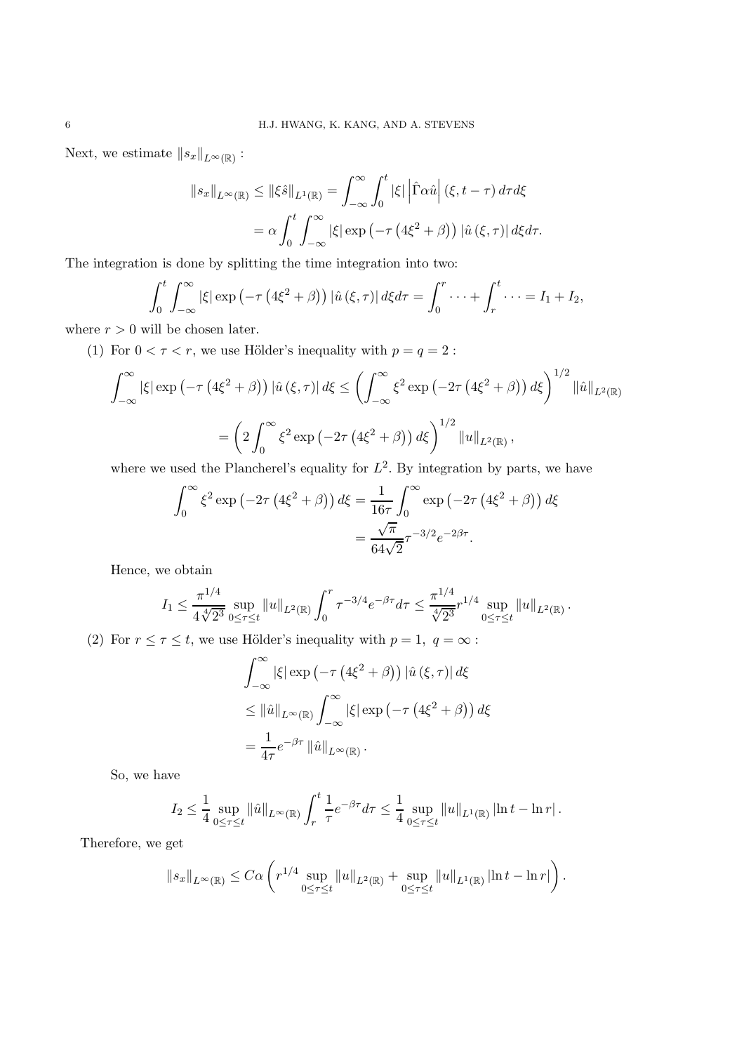Next, we estimate $\|s_x\|_{L^\infty(\mathbb{R})}$ :

$$
\begin{aligned}
\|s_x\|_{L^\infty(\mathbb{R})} \leq \|\xi \hat{s}\|_{L^1(\mathbb{R})} &= \int_{-\infty}^{\infty} \int_0^t |\xi| \left|\hat{\Gamma} \alpha \hat{u}\right| (\xi, t-\tau)\, d\tau d\xi \\
&= \alpha \int_0^t \int_{-\infty}^{\infty} |\xi| \exp\left(-\tau\left(4\xi^2+\beta\right)\right) |\hat{u}(\xi,\tau)|\, d\xi d\tau.
\end{aligned}
$$

The integration is done by splitting the time integration into two:

$$
\int_0^t \int_{-\infty}^{\infty} |\xi| \exp\left(-\tau\left(4\xi^2+\beta\right)\right) |\hat{u}(\xi,\tau)|\, d\xi d\tau = \int_0^r \cdots + \int_r^t \cdots = I_1 + I_2,
$$

where $r > 0$ will be chosen later.

(1) For $0 < \tau < r$, we use Hölder's inequality with $p = q = 2$ :

$$
\begin{aligned}
\int_{-\infty}^{\infty} |\xi| \exp\left(-\tau\left(4\xi^2+\beta\right)\right) |\hat{u}(\xi,\tau)|\, d\xi &\leq \left(\int_{-\infty}^{\infty} \xi^2 \exp\left(-2\tau\left(4\xi^2+\beta\right)\right) d\xi\right)^{1/2} \|\hat{u}\|_{L^2(\mathbb{R})} \\
&= \left(2\int_0^{\infty} \xi^2 \exp\left(-2\tau\left(4\xi^2+\beta\right)\right) d\xi\right)^{1/2} \|u\|_{L^2(\mathbb{R})},
\end{aligned}
$$

where we used the Plancherel's equality for $L^2$. By integration by parts, we have

$$
\begin{aligned}
\int_0^{\infty} \xi^2 \exp\left(-2\tau\left(4\xi^2+\beta\right)\right) d\xi &= \frac{1}{16\tau} \int_0^{\infty} \exp\left(-2\tau\left(4\xi^2+\beta\right)\right) d\xi \\
&= \frac{\sqrt{\pi}}{64\sqrt{2}} \tau^{-3/2} e^{-2\beta\tau}.
\end{aligned}
$$

Hence, we obtain

$$
I_1 \leq \frac{\pi^{1/4}}{4\sqrt[4]{2^3}} \sup_{0\leq\tau\leq t} \|u\|_{L^2(\mathbb{R})} \int_0^r \tau^{-3/4} e^{-\beta\tau} d\tau \leq \frac{\pi^{1/4}}{\sqrt[4]{2^3}} r^{1/4} \sup_{0\leq\tau\leq t} \|u\|_{L^2(\mathbb{R})}.
$$

(2) For $r \leq \tau \leq t$, we use Hölder's inequality with $p = 1,\ q = \infty$ :

$$
\begin{aligned}
&\int_{-\infty}^{\infty} |\xi| \exp\left(-\tau\left(4\xi^2+\beta\right)\right) |\hat{u}(\xi,\tau)|\, d\xi \\
&\leq \|\hat{u}\|_{L^\infty(\mathbb{R})} \int_{-\infty}^{\infty} |\xi| \exp\left(-\tau\left(4\xi^2+\beta\right)\right) d\xi \\
&= \frac{1}{4\tau} e^{-\beta\tau} \|\hat{u}\|_{L^\infty(\mathbb{R})}.
\end{aligned}
$$

So, we have

$$
I_2 \leq \frac{1}{4} \sup_{0\leq\tau\leq t} \|\hat{u}\|_{L^\infty(\mathbb{R})} \int_r^t \frac{1}{\tau} e^{-\beta\tau} d\tau \leq \frac{1}{4} \sup_{0\leq\tau\leq t} \|u\|_{L^1(\mathbb{R})} |\ln t - \ln r|.
$$

Therefore, we get

$$
\|s_x\|_{L^\infty(\mathbb{R})} \leq C\alpha \left( r^{1/4} \sup_{0\leq\tau\leq t} \|u\|_{L^2(\mathbb{R})} + \sup_{0\leq\tau\leq t} \|u\|_{L^1(\mathbb{R})} |\ln t - \ln r| \right).
$$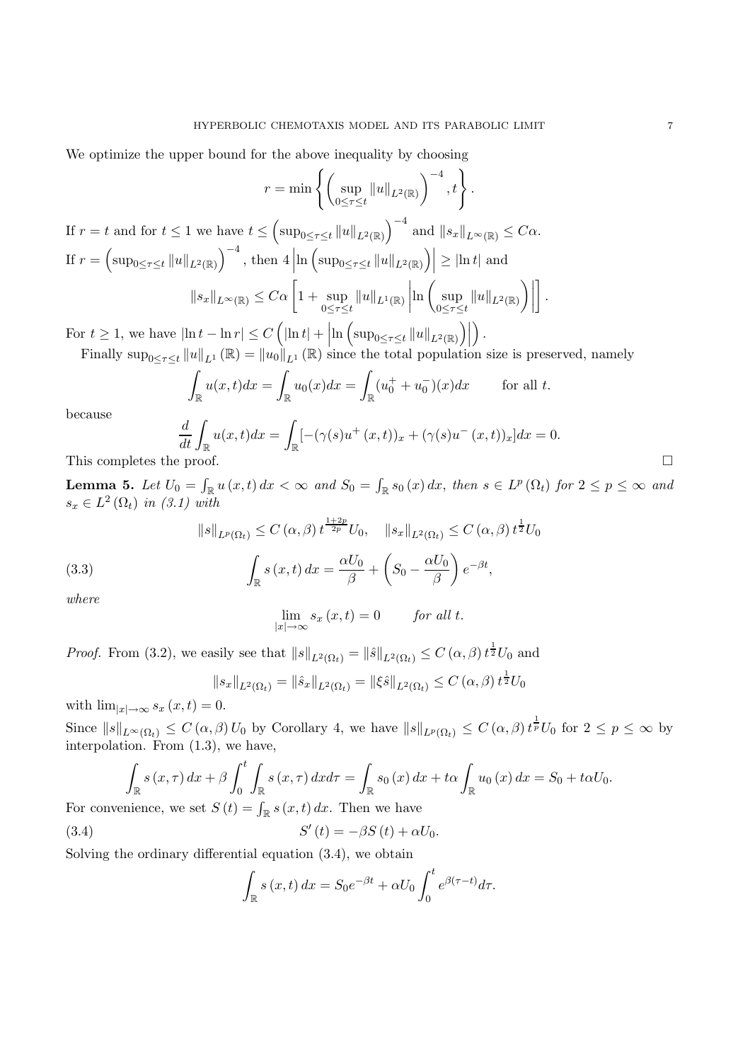We optimize the upper bound for the above inequality by choosing

$$r = \min \left\{ \left( \sup_{0 \le \tau \le t} \|u\|_{L^2(\mathbb{R})} \right)^{-4}, t \right\}.$$

If $r = t$ and for $t \le 1$ we have $t \le \left( \sup_{0 \le \tau \le t} \|u\|_{L^2(\mathbb{R})} \right)^{-4}$ and $\|s_x\|_{L^\infty(\mathbb{R})} \le C\alpha$.

If $r = \left( \sup_{0 \le \tau \le t} \|u\|_{L^2(\mathbb{R})} \right)^{-4}$, then $4 \left| \ln \left( \sup_{0 \le \tau \le t} \|u\|_{L^2(\mathbb{R})} \right) \right| \ge |\ln t|$ and

$$\|s_x\|_{L^\infty(\mathbb{R})} \le C\alpha \left[ 1 + \sup_{0 \le \tau \le t} \|u\|_{L^1(\mathbb{R})} \left| \ln \left( \sup_{0 \le \tau \le t} \|u\|_{L^2(\mathbb{R})} \right) \right| \right].$$

For $t \ge 1$, we have $|\ln t - \ln r| \le C \left( |\ln t| + \left| \ln \left( \sup_{0 \le \tau \le t} \|u\|_{L^2(\mathbb{R})} \right) \right| \right)$.

Finally $\sup_{0 \le \tau \le t} \|u\|_{L^1} (\mathbb{R}) = \|u_0\|_{L^1} (\mathbb{R})$ since the total population size is preserved, namely

$$\int_{\mathbb{R}} u(x,t) dx = \int_{\mathbb{R}} u_0(x) dx = \int_{\mathbb{R}} (u_0^+ + u_0^-)(x) dx \qquad \text{for all } t.$$

because

$$\frac{d}{dt} \int_{\mathbb{R}} u(x,t) dx = \int_{\mathbb{R}} [-(\gamma(s) u^+(x,t))_x + (\gamma(s) u^-(x,t))_x] dx = 0.$$

This completes the proof. □

**Lemma 5.** *Let $U_0 = \int_{\mathbb{R}} u(x,t)\, dx < \infty$ and $S_0 = \int_{\mathbb{R}} s_0(x)\, dx$, then $s \in L^p(\Omega_t)$ for $2 \le p \le \infty$ and $s_x \in L^2(\Omega_t)$ in (3.1) with*

$$\|s\|_{L^p(\Omega_t)} \le C(\alpha,\beta)\, t^{\frac{1+2p}{2p}} U_0, \quad \|s_x\|_{L^2(\Omega_t)} \le C(\alpha,\beta)\, t^{\frac{1}{2}} U_0$$

$$\int_{\mathbb{R}} s(x,t)\, dx = \frac{\alpha U_0}{\beta} + \left( S_0 - \frac{\alpha U_0}{\beta} \right) e^{-\beta t}, \tag{3.3}$$

*where*

$$\lim_{|x| \to \infty} s_x(x,t) = 0 \qquad \text{for all } t.$$

*Proof.* From (3.2), we easily see that $\|s\|_{L^2(\Omega_t)} = \|\hat{s}\|_{L^2(\Omega_t)} \le C(\alpha,\beta)\, t^{\frac{1}{2}} U_0$ and

$$\|s_x\|_{L^2(\Omega_t)} = \|\hat{s}_x\|_{L^2(\Omega_t)} = \|\xi \hat{s}\|_{L^2(\Omega_t)} \le C(\alpha,\beta)\, t^{\frac{1}{2}} U_0$$

with $\lim_{|x| \to \infty} s_x(x,t) = 0$.

Since $\|s\|_{L^\infty(\Omega_t)} \le C(\alpha,\beta) U_0$ by Corollary 4, we have $\|s\|_{L^p(\Omega_t)} \le C(\alpha,\beta)\, t^{\frac{1}{p}} U_0$ for $2 \le p \le \infty$ by interpolation. From (1.3), we have,

$$\int_{\mathbb{R}} s(x,\tau)\, dx + \beta \int_0^t \int_{\mathbb{R}} s(x,\tau)\, dx d\tau = \int_{\mathbb{R}} s_0(x)\, dx + t\alpha \int_{\mathbb{R}} u_0(x)\, dx = S_0 + t\alpha U_0.$$

For convenience, we set $S(t) = \int_{\mathbb{R}} s(x,t)\, dx$. Then we have

$$S'(t) = -\beta S(t) + \alpha U_0. \tag{3.4}$$

Solving the ordinary differential equation (3.4), we obtain

$$\int_{\mathbb{R}} s(x,t)\, dx = S_0 e^{-\beta t} + \alpha U_0 \int_0^t e^{\beta(\tau - t)} d\tau.$$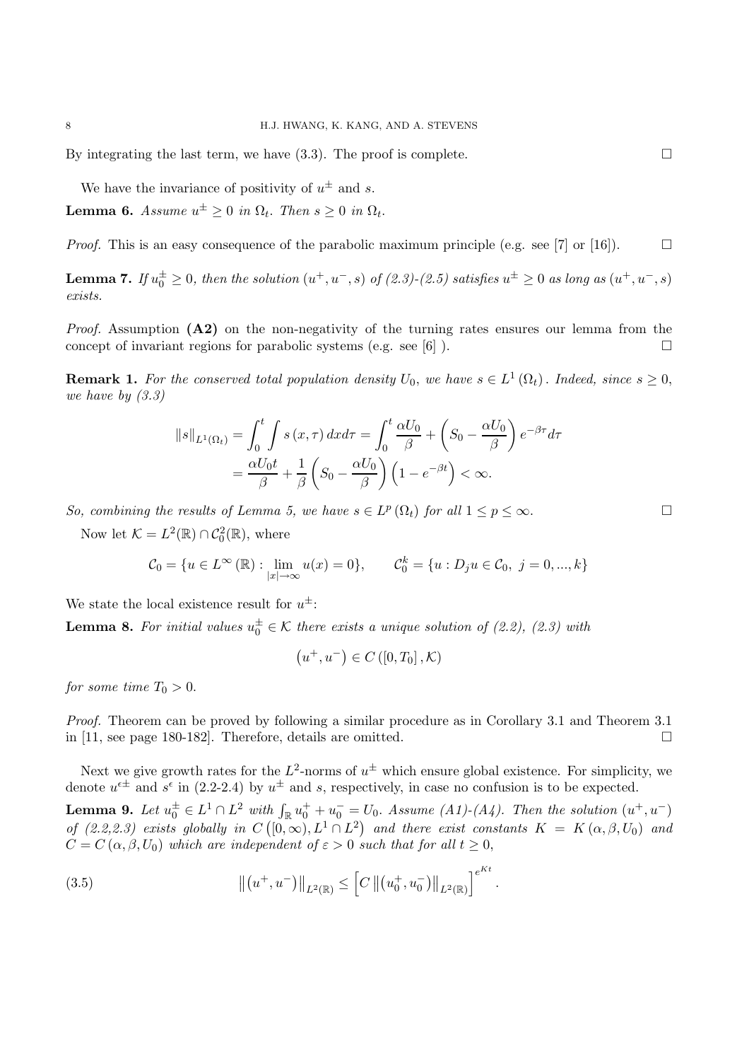By integrating the last term, we have (3.3). The proof is complete. $\square$

We have the invariance of positivity of $u^{\pm}$ and $s$.

**Lemma 6.** *Assume $u^{\pm} \geq 0$ in $\Omega_t$. Then $s \geq 0$ in $\Omega_t$.*

*Proof.* This is an easy consequence of the parabolic maximum principle (e.g. see [7] or [16]). $\square$

**Lemma 7.** *If $u_0^{\pm} \geq 0$, then the solution $(u^+, u^-, s)$ of (2.3)-(2.5) satisfies $u^{\pm} \geq 0$ as long as $(u^+, u^-, s)$ exists.*

*Proof.* Assumption **(A2)** on the non-negativity of the turning rates ensures our lemma from the concept of invariant regions for parabolic systems (e.g. see [6] ). $\square$

**Remark 1.** *For the conserved total population density $U_0$, we have $s \in L^1(\Omega_t)$. Indeed, since $s \geq 0$, we have by (3.3)*

$$
\begin{aligned}
\|s\|_{L^1(\Omega_t)} &= \int_0^t \int s(x,\tau)\, dx d\tau = \int_0^t \frac{\alpha U_0}{\beta} + \left(S_0 - \frac{\alpha U_0}{\beta}\right) e^{-\beta\tau} d\tau \\
&= \frac{\alpha U_0 t}{\beta} + \frac{1}{\beta}\left(S_0 - \frac{\alpha U_0}{\beta}\right)\left(1 - e^{-\beta t}\right) < \infty.
\end{aligned}
$$

*So, combining the results of Lemma 5, we have $s \in L^p(\Omega_t)$ for all $1 \leq p \leq \infty$.* $\square$

Now let $\mathcal{K} = L^2(\mathbb{R}) \cap \mathcal{C}_0^2(\mathbb{R})$, where

$$
\mathcal{C}_0 = \{u \in L^\infty(\mathbb{R}) : \lim_{|x|\to\infty} u(x) = 0\}, \qquad \mathcal{C}_0^k = \{u : D_j u \in \mathcal{C}_0,\ j = 0, ..., k\}
$$

We state the local existence result for $u^{\pm}$:

**Lemma 8.** *For initial values $u_0^{\pm} \in \mathcal{K}$ there exists a unique solution of (2.2), (2.3) with*

$$
\left(u^+, u^-\right) \in C\left([0, T_0], \mathcal{K}\right)
$$

*for some time $T_0 > 0$.*

*Proof.* Theorem can be proved by following a similar procedure as in Corollary 3.1 and Theorem 3.1 in [11, see page 180-182]. Therefore, details are omitted. $\square$

Next we give growth rates for the $L^2$-norms of $u^{\pm}$ which ensure global existence. For simplicity, we denote $u^{\epsilon\pm}$ and $s^{\epsilon}$ in (2.2-2.4) by $u^{\pm}$ and $s$, respectively, in case no confusion is to be expected.

**Lemma 9.** *Let $u_0^{\pm} \in L^1 \cap L^2$ with $\int_{\mathbb{R}} u_0^+ + u_0^- = U_0$. Assume (A1)-(A4). Then the solution $(u^+, u^-)$ of (2.2,2.3) exists globally in $C\left([0,\infty), L^1 \cap L^2\right)$ and there exist constants $K = K(\alpha, \beta, U_0)$ and $C = C(\alpha, \beta, U_0)$ which are independent of $\varepsilon > 0$ such that for all $t \geq 0$,*

$$
\left\|\left(u^+, u^-\right)\right\|_{L^2(\mathbb{R})} \leq \left[C\left\|\left(u_0^+, u_0^-\right)\right\|_{L^2(\mathbb{R})}\right]^{e^{Kt}}. \tag{3.5}
$$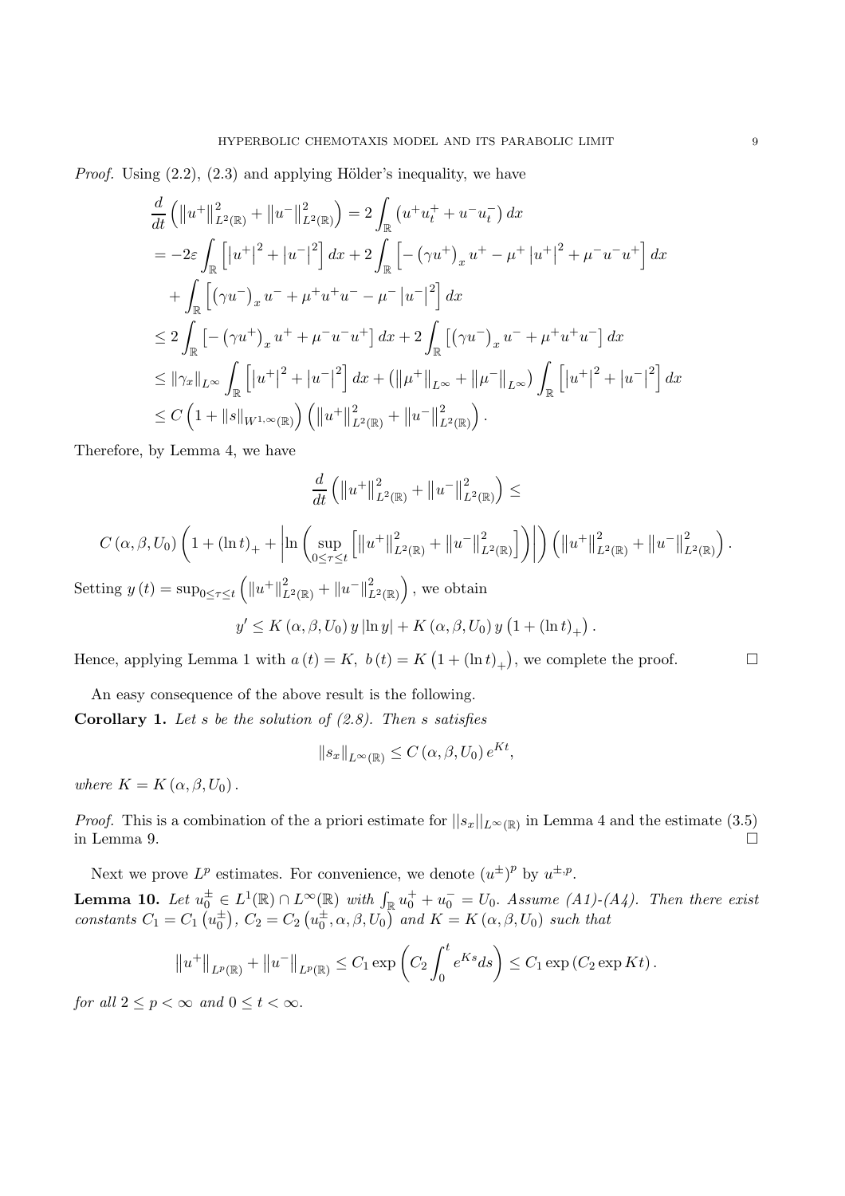*Proof.* Using (2.2), (2.3) and applying Hölder's inequality, we have

$$
\begin{aligned}
\frac{d}{dt}\left(\left\|u^{+}\right\|_{L^{2}(\mathbb{R})}^{2}+\left\|u^{-}\right\|_{L^{2}(\mathbb{R})}^{2}\right) &= 2\int_{\mathbb{R}}\left(u^{+}u_{t}^{+}+u^{-}u_{t}^{-}\right)dx \\
&= -2\varepsilon\int_{\mathbb{R}}\left[\left|u^{+}\right|^{2}+\left|u^{-}\right|^{2}\right]dx+2\int_{\mathbb{R}}\left[-\left(\gamma u^{+}\right)_{x}u^{+}-\mu^{+}\left|u^{+}\right|^{2}+\mu^{-}u^{-}u^{+}\right]dx \\
&\quad+\int_{\mathbb{R}}\left[\left(\gamma u^{-}\right)_{x}u^{-}+\mu^{+}u^{+}u^{-}-\mu^{-}\left|u^{-}\right|^{2}\right]dx \\
&\leq 2\int_{\mathbb{R}}\left[-\left(\gamma u^{+}\right)_{x}u^{+}+\mu^{-}u^{-}u^{+}\right]dx+2\int_{\mathbb{R}}\left[\left(\gamma u^{-}\right)_{x}u^{-}+\mu^{+}u^{+}u^{-}\right]dx \\
&\leq \left\|\gamma_{x}\right\|_{L^{\infty}}\int_{\mathbb{R}}\left[\left|u^{+}\right|^{2}+\left|u^{-}\right|^{2}\right]dx+\left(\left\|\mu^{+}\right\|_{L^{\infty}}+\left\|\mu^{-}\right\|_{L^{\infty}}\right)\int_{\mathbb{R}}\left[\left|u^{+}\right|^{2}+\left|u^{-}\right|^{2}\right]dx \\
&\leq C\left(1+\|s\|_{W^{1,\infty}(\mathbb{R})}\right)\left(\left\|u^{+}\right\|_{L^{2}(\mathbb{R})}^{2}+\left\|u^{-}\right\|_{L^{2}(\mathbb{R})}^{2}\right).
\end{aligned}
$$

Therefore, by Lemma 4, we have

$$
\frac{d}{dt}\left(\left\|u^{+}\right\|_{L^{2}(\mathbb{R})}^{2}+\left\|u^{-}\right\|_{L^{2}(\mathbb{R})}^{2}\right) \leq
$$

$$
C\left(\alpha,\beta,U_{0}\right)\left(1+(\ln t)_{+}+\left|\ln\left(\sup_{0\leq\tau\leq t}\left[\left\|u^{+}\right\|_{L^{2}(\mathbb{R})}^{2}+\left\|u^{-}\right\|_{L^{2}(\mathbb{R})}^{2}\right]\right)\right|\right)\left(\left\|u^{+}\right\|_{L^{2}(\mathbb{R})}^{2}+\left\|u^{-}\right\|_{L^{2}(\mathbb{R})}^{2}\right).
$$

Setting $y(t)=\sup_{0\leq\tau\leq t}\left(\left\|u^{+}\right\|_{L^{2}(\mathbb{R})}^{2}+\left\|u^{-}\right\|_{L^{2}(\mathbb{R})}^{2}\right)$, we obtain

$$
y' \leq K\left(\alpha,\beta,U_{0}\right)y\left|\ln y\right|+K\left(\alpha,\beta,U_{0}\right)y\left(1+(\ln t)_{+}\right).
$$

Hence, applying Lemma 1 with $a(t)=K,\ b(t)=K\left(1+(\ln t)_{+}\right)$, we complete the proof. $\square$

An easy consequence of the above result is the following.

**Corollary 1.** *Let $s$ be the solution of (2.8). Then $s$ satisfies*

$$
\left\|s_{x}\right\|_{L^{\infty}(\mathbb{R})} \leq C\left(\alpha,\beta,U_{0}\right)e^{Kt},
$$

*where $K=K\left(\alpha,\beta,U_{0}\right)$.*

*Proof.* This is a combination of the a priori estimate for $\|s_{x}\|_{L^{\infty}(\mathbb{R})}$ in Lemma 4 and the estimate (3.5) in Lemma 9. $\square$

Next we prove $L^{p}$ estimates. For convenience, we denote $(u^{\pm})^{p}$ by $u^{\pm,p}$.

**Lemma 10.** *Let $u_{0}^{\pm}\in L^{1}(\mathbb{R})\cap L^{\infty}(\mathbb{R})$ with $\int_{\mathbb{R}}u_{0}^{+}+u_{0}^{-}=U_{0}$. Assume (A1)-(A4). Then there exist constants $C_{1}=C_{1}\left(u_{0}^{\pm}\right)$, $C_{2}=C_{2}\left(u_{0}^{\pm},\alpha,\beta,U_{0}\right)$ and $K=K\left(\alpha,\beta,U_{0}\right)$ such that*

$$
\left\|u^{+}\right\|_{L^{p}(\mathbb{R})}+\left\|u^{-}\right\|_{L^{p}(\mathbb{R})} \leq C_{1}\exp\left(C_{2}\int_{0}^{t}e^{Ks}ds\right) \leq C_{1}\exp\left(C_{2}\exp Kt\right).
$$

*for all $2\leq p<\infty$ and $0\leq t<\infty$.*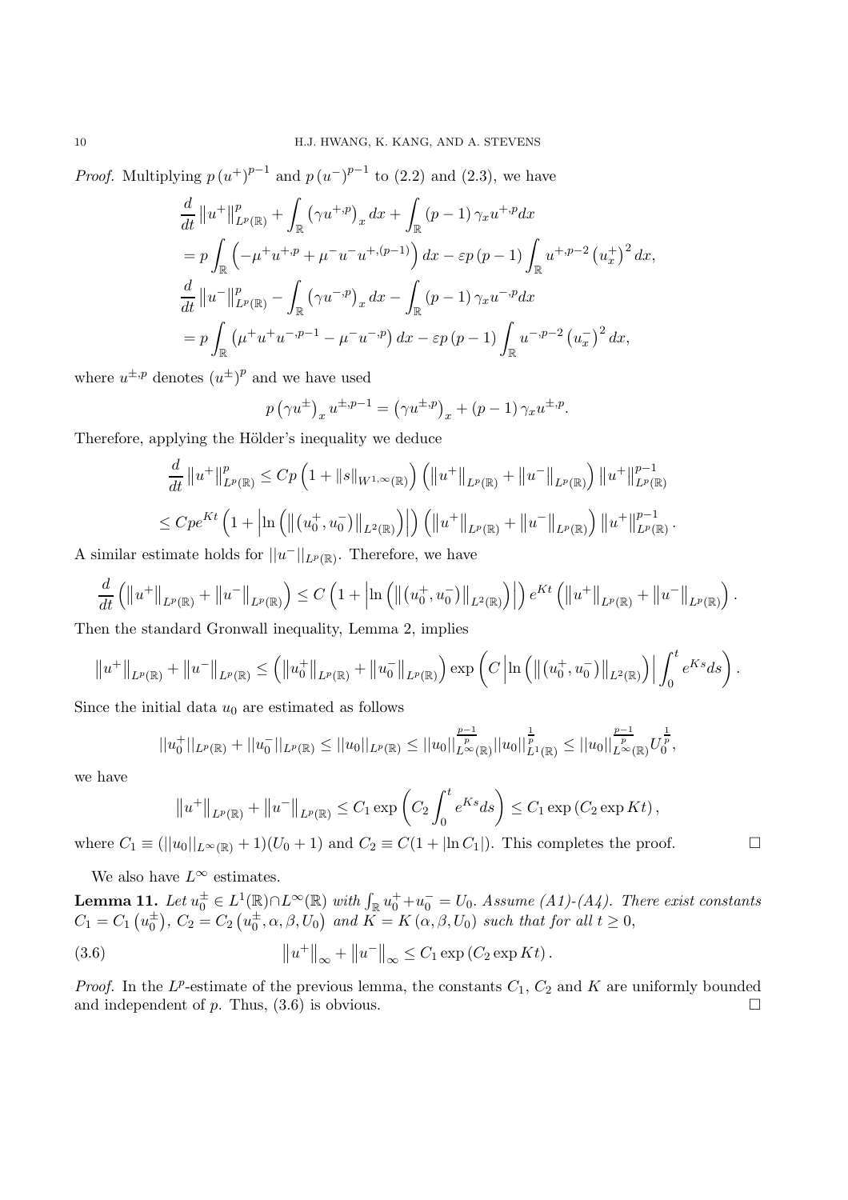*Proof.* Multiplying $p\left(u^{+}\right)^{p-1}$ and $p\left(u^{-}\right)^{p-1}$ to (2.2) and (2.3), we have

$$
\begin{aligned}
&\frac{d}{dt}\left\|u^{+}\right\|_{L^{p}(\mathbb{R})}^{p}+\int_{\mathbb{R}}\left(\gamma u^{+,p}\right)_{x}dx+\int_{\mathbb{R}}(p-1)\,\gamma_{x}u^{+,p}dx \\
&=p\int_{\mathbb{R}}\left(-\mu^{+}u^{+,p}+\mu^{-}u^{-}u^{+,(p-1)}\right)dx-\varepsilon p\,(p-1)\int_{\mathbb{R}}u^{+,p-2}\left(u_{x}^{+}\right)^{2}dx, \\
&\frac{d}{dt}\left\|u^{-}\right\|_{L^{p}(\mathbb{R})}^{p}-\int_{\mathbb{R}}\left(\gamma u^{-,p}\right)_{x}dx-\int_{\mathbb{R}}(p-1)\,\gamma_{x}u^{-,p}dx \\
&=p\int_{\mathbb{R}}\left(\mu^{+}u^{+}u^{-,p-1}-\mu^{-}u^{-,p}\right)dx-\varepsilon p\,(p-1)\int_{\mathbb{R}}u^{-,p-2}\left(u_{x}^{-}\right)^{2}dx,
\end{aligned}
$$

where $u^{\pm,p}$ denotes $(u^{\pm})^{p}$ and we have used

$$
p\left(\gamma u^{\pm}\right)_{x}u^{\pm,p-1}=\left(\gamma u^{\pm,p}\right)_{x}+(p-1)\,\gamma_{x}u^{\pm,p}.
$$

Therefore, applying the Hölder's inequality we deduce

$$
\begin{aligned}
&\frac{d}{dt}\left\|u^{+}\right\|_{L^{p}(\mathbb{R})}^{p}\leq Cp\left(1+\|s\|_{W^{1,\infty}(\mathbb{R})}\right)\left(\left\|u^{+}\right\|_{L^{p}(\mathbb{R})}+\left\|u^{-}\right\|_{L^{p}(\mathbb{R})}\right)\left\|u^{+}\right\|_{L^{p}(\mathbb{R})}^{p-1} \\
&\leq Cpe^{Kt}\left(1+\left|\ln\left(\left\|\left(u_{0}^{+},u_{0}^{-}\right)\right\|_{L^{2}(\mathbb{R})}\right)\right|\right)\left(\left\|u^{+}\right\|_{L^{p}(\mathbb{R})}+\left\|u^{-}\right\|_{L^{p}(\mathbb{R})}\right)\left\|u^{+}\right\|_{L^{p}(\mathbb{R})}^{p-1}.
\end{aligned}
$$

A similar estimate holds for $||u^{-}||_{L^{p}(\mathbb{R})}$. Therefore, we have

$$
\frac{d}{dt}\left(\left\|u^{+}\right\|_{L^{p}(\mathbb{R})}+\left\|u^{-}\right\|_{L^{p}(\mathbb{R})}\right)\leq C\left(1+\left|\ln\left(\left\|\left(u_{0}^{+},u_{0}^{-}\right)\right\|_{L^{2}(\mathbb{R})}\right)\right|\right)e^{Kt}\left(\left\|u^{+}\right\|_{L^{p}(\mathbb{R})}+\left\|u^{-}\right\|_{L^{p}(\mathbb{R})}\right).
$$

Then the standard Gronwall inequality, Lemma 2, implies

$$
\left\|u^{+}\right\|_{L^{p}(\mathbb{R})}+\left\|u^{-}\right\|_{L^{p}(\mathbb{R})}\leq\left(\left\|u_{0}^{+}\right\|_{L^{p}(\mathbb{R})}+\left\|u_{0}^{-}\right\|_{L^{p}(\mathbb{R})}\right)\exp\left(C\left|\ln\left(\left\|\left(u_{0}^{+},u_{0}^{-}\right)\right\|_{L^{2}(\mathbb{R})}\right)\right|\int_{0}^{t}e^{Ks}ds\right).
$$

Since the initial data $u_0$ are estimated as follows

$$
||u_{0}^{+}||_{L^{p}(\mathbb{R})}+||u_{0}^{-}||_{L^{p}(\mathbb{R})}\leq||u_{0}||_{L^{p}(\mathbb{R})}\leq||u_{0}||_{L^{\infty}(\mathbb{R})}^{\frac{p-1}{p}}||u_{0}||_{L^{1}(\mathbb{R})}^{\frac{1}{p}}\leq||u_{0}||_{L^{\infty}(\mathbb{R})}^{\frac{p-1}{p}}U_{0}^{\frac{1}{p}},
$$

we have

$$
\left\|u^{+}\right\|_{L^{p}(\mathbb{R})}+\left\|u^{-}\right\|_{L^{p}(\mathbb{R})}\leq C_{1}\exp\left(C_{2}\int_{0}^{t}e^{Ks}ds\right)\leq C_{1}\exp\left(C_{2}\exp Kt\right),
$$

where $C_1\equiv(||u_0||_{L^\infty(\mathbb{R})}+1)(U_0+1)$ and $C_2\equiv C(1+|\ln C_1|)$. This completes the proof. $\square$

We also have $L^\infty$ estimates.

**Lemma 11.** *Let $u_0^{\pm}\in L^1(\mathbb{R})\cap L^\infty(\mathbb{R})$ with $\int_{\mathbb{R}}u_0^{+}+u_0^{-}=U_0$. Assume (A1)-(A4). There exist constants $C_1=C_1\left(u_0^{\pm}\right)$, $C_2=C_2\left(u_0^{\pm},\alpha,\beta,U_0\right)$ and $K=K\left(\alpha,\beta,U_0\right)$ such that for all $t\geq 0$,*

$$
\left\|u^{+}\right\|_{\infty}+\left\|u^{-}\right\|_{\infty}\leq C_{1}\exp\left(C_{2}\exp Kt\right). \tag{3.6}
$$

*Proof.* In the $L^p$-estimate of the previous lemma, the constants $C_1$, $C_2$ and $K$ are uniformly bounded and independent of $p$. Thus, (3.6) is obvious. $\square$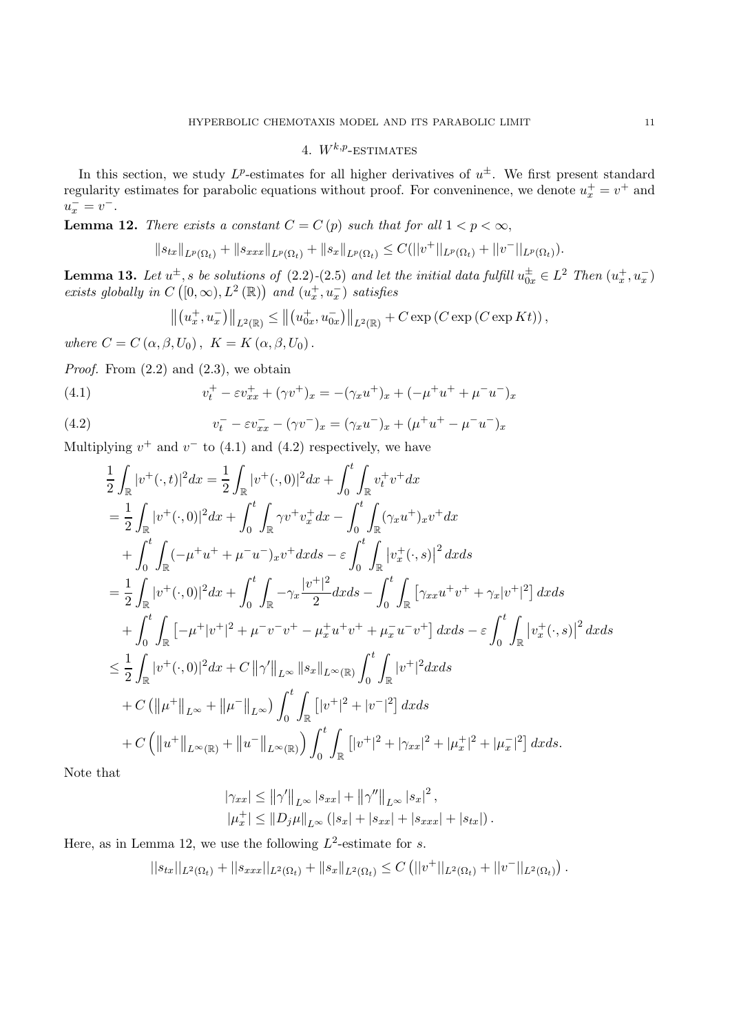## 4. $W^{k,p}$-estimates

In this section, we study $L^p$-estimates for all higher derivatives of $u^{\pm}$. We first present standard regularity estimates for parabolic equations without proof. For conveninence, we denote $u_x^+ = v^+$ and $u_x^- = v^-$.

**Lemma 12.** *There exists a constant $C = C(p)$ such that for all $1 < p < \infty$,*

$$\|s_{tx}\|_{L^p(\Omega_t)} + \|s_{xxx}\|_{L^p(\Omega_t)} + \|s_x\|_{L^p(\Omega_t)} \leq C(||v^+||_{L^p(\Omega_t)} + ||v^-||_{L^p(\Omega_t)}).$$

**Lemma 13.** *Let $u^{\pm}, s$ be solutions of (2.2)-(2.5) and let the initial data fulfill $u_{0x}^{\pm} \in L^2$ Then $(u_x^+, u_x^-)$ exists globally in $C([0,\infty), L^2(\mathbb{R}))$ and $(u_x^+, u_x^-)$ satisfies*

$$\left\|(u_x^+, u_x^-)\right\|_{L^2(\mathbb{R})} \leq \left\|(u_{0x}^+, u_{0x}^-)\right\|_{L^2(\mathbb{R})} + C\exp\left(C\exp\left(C\exp Kt\right)\right),$$

*where $C = C(\alpha, \beta, U_0)$, $K = K(\alpha, \beta, U_0)$.*

*Proof.* From (2.2) and (2.3), we obtain

$$v_t^+ - \varepsilon v_{xx}^+ + (\gamma v^+)_x = -(\gamma_x u^+)_x + (-\mu^+ u^+ + \mu^- u^-)_x \tag{4.1}$$

$$v_t^- - \varepsilon v_{xx}^- - (\gamma v^-)_x = (\gamma_x u^-)_x + (\mu^+ u^+ - \mu^- u^-)_x \tag{4.2}$$

Multiplying $v^+$ and $v^-$ to (4.1) and (4.2) respectively, we have

$$\begin{aligned}
&\frac{1}{2}\int_{\mathbb{R}} |v^+(\cdot,t)|^2 dx = \frac{1}{2}\int_{\mathbb{R}} |v^+(\cdot,0)|^2 dx + \int_0^t \int_{\mathbb{R}} v_t^+ v^+ dx \\
&= \frac{1}{2}\int_{\mathbb{R}} |v^+(\cdot,0)|^2 dx + \int_0^t \int_{\mathbb{R}} \gamma v^+ v_x^+ dx - \int_0^t \int_{\mathbb{R}} (\gamma_x u^+)_x v^+ dx \\
&\quad + \int_0^t \int_{\mathbb{R}} (-\mu^+ u^+ + \mu^- u^-)_x v^+ dx ds - \varepsilon \int_0^t \int_{\mathbb{R}} \left|v_x^+(\cdot,s)\right|^2 dx ds \\
&= \frac{1}{2}\int_{\mathbb{R}} |v^+(\cdot,0)|^2 dx + \int_0^t \int_{\mathbb{R}} -\gamma_x \frac{|v^+|^2}{2} dx ds - \int_0^t \int_{\mathbb{R}} \left[\gamma_{xx} u^+ v^+ + \gamma_x |v^+|^2\right] dx ds \\
&\quad + \int_0^t \int_{\mathbb{R}} \left[-\mu^+ |v^+|^2 + \mu^- v^- v^+ - \mu_x^+ u^+ v^+ + \mu_x^- u^- v^+\right] dx ds - \varepsilon \int_0^t \int_{\mathbb{R}} \left|v_x^+(\cdot,s)\right|^2 dx ds \\
&\leq \frac{1}{2}\int_{\mathbb{R}} |v^+(\cdot,0)|^2 dx + C\left\|\gamma'\right\|_{L^\infty} \|s_x\|_{L^\infty(\mathbb{R})} \int_0^t \int_{\mathbb{R}} |v^+|^2 dx ds \\
&\quad + C\left(\left\|\mu^+\right\|_{L^\infty} + \left\|\mu^-\right\|_{L^\infty}\right) \int_0^t \int_{\mathbb{R}} \left[|v^+|^2 + |v^-|^2\right] dx ds \\
&\quad + C\left(\left\|u^+\right\|_{L^\infty(\mathbb{R})} + \left\|u^-\right\|_{L^\infty(\mathbb{R})}\right) \int_0^t \int_{\mathbb{R}} \left[|v^+|^2 + |\gamma_{xx}|^2 + |\mu_x^+|^2 + |\mu_x^-|^2\right] dx ds.
\end{aligned}$$

Note that

$$\begin{aligned}
|\gamma_{xx}| &\leq \left\|\gamma'\right\|_{L^\infty} |s_{xx}| + \left\|\gamma''\right\|_{L^\infty} |s_x|^2, \\
|\mu_x^+| &\leq \|D_j \mu\|_{L^\infty} \left(|s_x| + |s_{xx}| + |s_{xxx}| + |s_{tx}|\right).
\end{aligned}$$

Here, as in Lemma 12, we use the following $L^2$-estimate for $s$.

$$||s_{tx}||_{L^2(\Omega_t)} + ||s_{xxx}||_{L^2(\Omega_t)} + \|s_x\|_{L^2(\Omega_t)} \leq C\left(||v^+||_{L^2(\Omega_t)} + ||v^-||_{L^2(\Omega_t)}\right).$$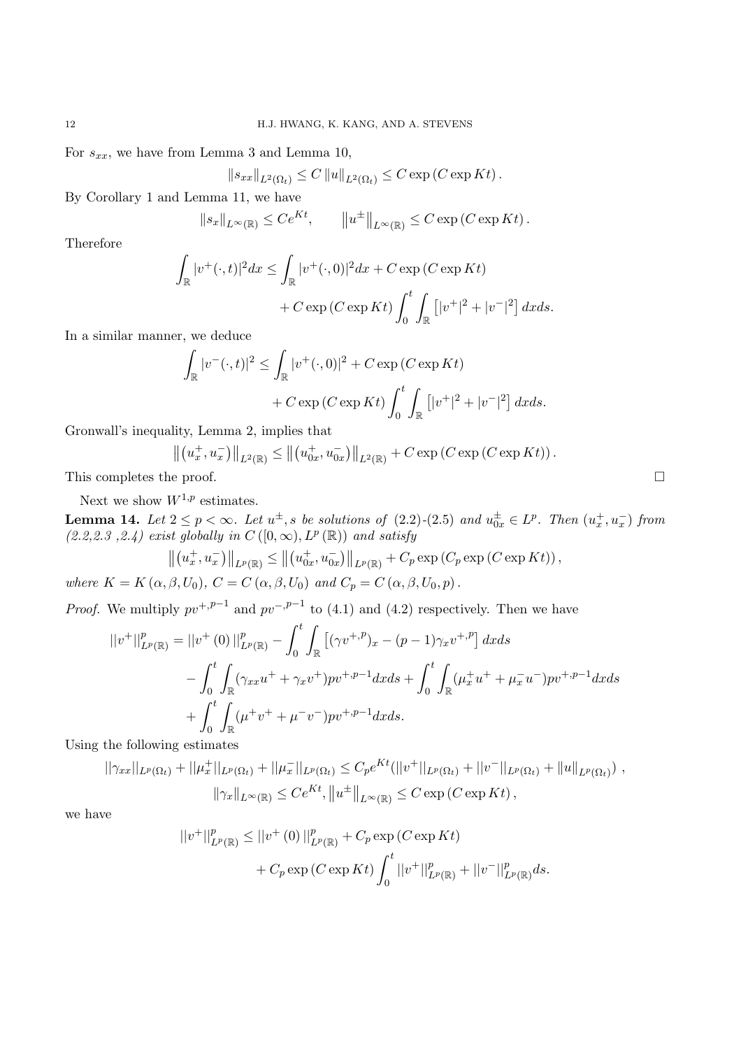For $s_{xx}$, we have from Lemma 3 and Lemma 10,

$$\|s_{xx}\|_{L^2(\Omega_t)} \leq C \|u\|_{L^2(\Omega_t)} \leq C \exp\left(C \exp Kt\right).$$

By Corollary 1 and Lemma 11, we have

$$\|s_x\|_{L^\infty(\mathbb{R})} \leq Ce^{Kt}, \qquad \left\|u^\pm\right\|_{L^\infty(\mathbb{R})} \leq C \exp\left(C \exp Kt\right).$$

Therefore

$$\int_{\mathbb{R}} |v^+(\cdot,t)|^2 dx \leq \int_{\mathbb{R}} |v^+(\cdot,0)|^2 dx + C \exp\left(C \exp Kt\right) + C \exp\left(C \exp Kt\right) \int_0^t \int_{\mathbb{R}} \left[|v^+|^2 + |v^-|^2\right] dxds.$$

In a similar manner, we deduce

$$\int_{\mathbb{R}} |v^-(\cdot,t)|^2 \leq \int_{\mathbb{R}} |v^+(\cdot,0)|^2 + C \exp\left(C \exp Kt\right) + C \exp\left(C \exp Kt\right) \int_0^t \int_{\mathbb{R}} \left[|v^+|^2 + |v^-|^2\right] dxds.$$

Gronwall's inequality, Lemma 2, implies that

$$\left\|\left(u_x^+, u_x^-\right)\right\|_{L^2(\mathbb{R})} \leq \left\|\left(u_{0x}^+, u_{0x}^-\right)\right\|_{L^2(\mathbb{R})} + C \exp\left(C \exp\left(C \exp Kt\right)\right).$$

This completes the proof. □

Next we show $W^{1,p}$ estimates.

**Lemma 14.** *Let $2 \leq p < \infty$. Let $u^\pm, s$ be solutions of (2.2)-(2.5) and $u_{0x}^\pm \in L^p$. Then $(u_x^+, u_x^-)$ from (2.2,2.3 ,2.4) exist globally in $C\left([0,\infty), L^p(\mathbb{R})\right)$ and satisfy*

$$\left\|\left(u_x^+, u_x^-\right)\right\|_{L^p(\mathbb{R})} \leq \left\|\left(u_{0x}^+, u_{0x}^-\right)\right\|_{L^p(\mathbb{R})} + C_p \exp\left(C_p \exp\left(C \exp Kt\right)\right),$$

*where $K = K(\alpha, \beta, U_0)$, $C = C(\alpha, \beta, U_0)$ and $C_p = C(\alpha, \beta, U_0, p)$.*

*Proof.* We multiply $pv^{+,p-1}$ and $pv^{-,p-1}$ to (4.1) and (4.2) respectively. Then we have

$$\begin{aligned}
||v^+||^p_{L^p(\mathbb{R})} = {} & ||v^+(0)||^p_{L^p(\mathbb{R})} - \int_0^t \int_{\mathbb{R}} \left[(\gamma v^{+,p})_x - (p-1)\gamma_x v^{+,p}\right] dxds \\
& - \int_0^t \int_{\mathbb{R}} (\gamma_{xx} u^+ + \gamma_x v^+) p v^{+,p-1} dxds + \int_0^t \int_{\mathbb{R}} (\mu_x^+ u^+ + \mu_x^- u^-) p v^{+,p-1} dxds \\
& + \int_0^t \int_{\mathbb{R}} (\mu^+ v^+ + \mu^- v^-) p v^{+,p-1} dxds.
\end{aligned}$$

Using the following estimates

$$||\gamma_{xx}||_{L^p(\Omega_t)} + ||\mu_x^+||_{L^p(\Omega_t)} + ||\mu_x^-||_{L^p(\Omega_t)} \leq C_p e^{Kt} (||v^+||_{L^p(\Omega_t)} + ||v^-||_{L^p(\Omega_t)} + \|u\|_{L^p(\Omega_t)}),$$

$$\|\gamma_x\|_{L^\infty(\mathbb{R})} \leq Ce^{Kt}, \left\|u^\pm\right\|_{L^\infty(\mathbb{R})} \leq C \exp\left(C \exp Kt\right),$$

we have

$$||v^+||^p_{L^p(\mathbb{R})} \leq ||v^+(0)||^p_{L^p(\mathbb{R})} + C_p \exp\left(C \exp Kt\right) + C_p \exp\left(C \exp Kt\right) \int_0^t ||v^+||^p_{L^p(\mathbb{R})} + ||v^-||^p_{L^p(\mathbb{R})} ds.$$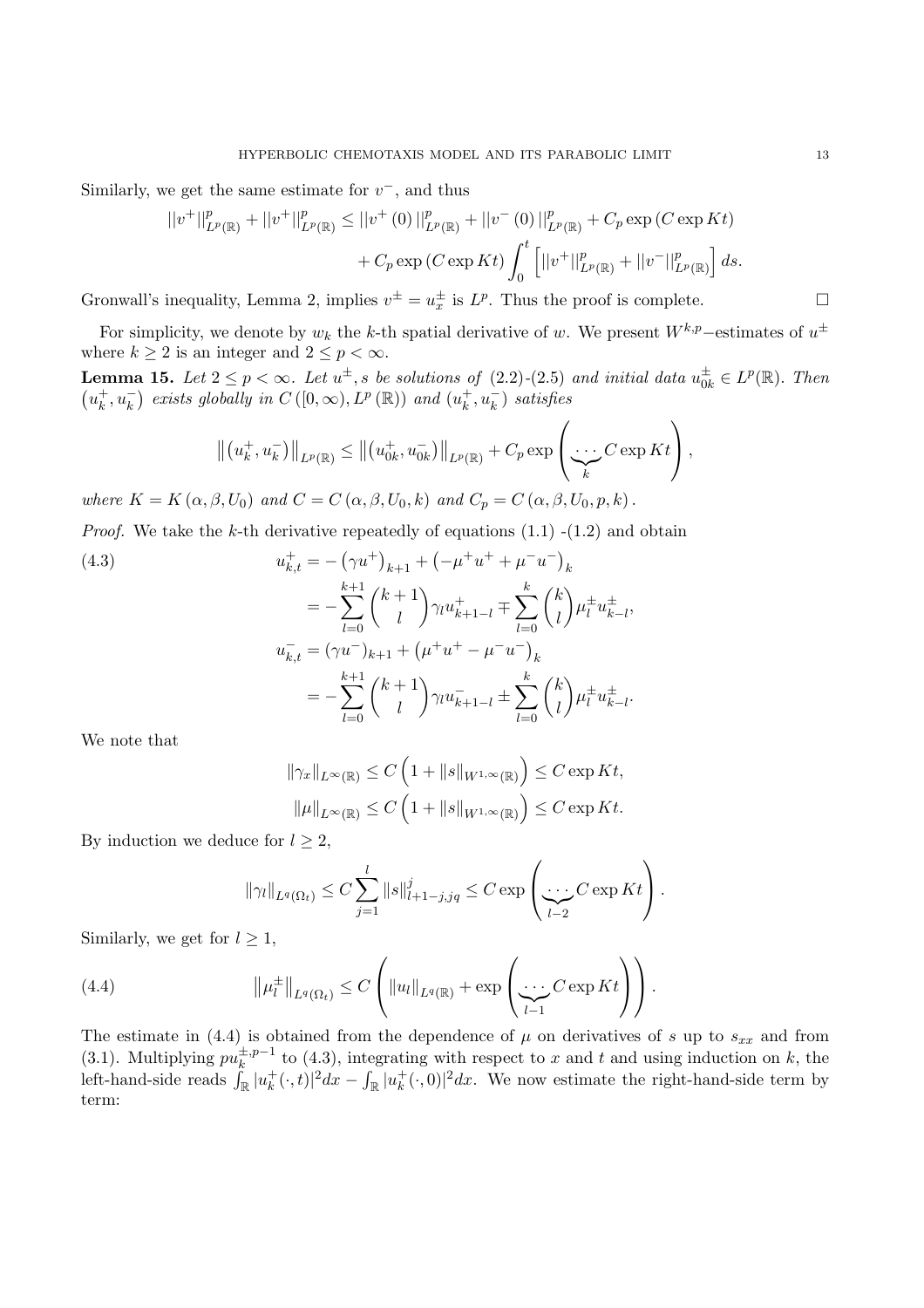Similarly, we get the same estimate for $v^-$, and thus

$$
\begin{aligned}
||v^+||^p_{L^p(\mathbb{R})} + ||v^+||^p_{L^p(\mathbb{R})} \leq ||v^+(0)||^p_{L^p(\mathbb{R})} + ||v^-(0)||^p_{L^p(\mathbb{R})} + C_p \exp\left(C \exp Kt\right) \\
+ C_p \exp\left(C \exp Kt\right) \int_0^t \left[ ||v^+||^p_{L^p(\mathbb{R})} + ||v^-||^p_{L^p(\mathbb{R})} \right] ds.
\end{aligned}
$$

Gronwall's inequality, Lemma 2, implies $v^\pm = u^\pm_x$ is $L^p$. Thus the proof is complete. $\square$

For simplicity, we denote by $w_k$ the $k$-th spatial derivative of $w$. We present $W^{k,p}-$estimates of $u^\pm$ where $k \geq 2$ is an integer and $2 \leq p < \infty$.

**Lemma 15.** *Let $2 \leq p < \infty$. Let $u^\pm, s$ be solutions of (2.2)-(2.5) and initial data $u^\pm_{0k} \in L^p(\mathbb{R})$. Then $\left(u^+_k, u^-_k\right)$ exists globally in $C\left([0,\infty), L^p\left(\mathbb{R}\right)\right)$ and $\left(u^+_k, u^-_k\right)$ satisfies*

$$
\left\| \left(u^+_k, u^-_k\right) \right\|_{L^p(\mathbb{R})} \leq \left\| \left(u^+_{0k}, u^-_{0k}\right) \right\|_{L^p(\mathbb{R})} + C_p \exp\left( \underbrace{\cdots}_{k} C \exp Kt \right),
$$

*where $K = K\left(\alpha, \beta, U_0\right)$ and $C = C\left(\alpha, \beta, U_0, k\right)$ and $C_p = C\left(\alpha, \beta, U_0, p, k\right)$.*

*Proof.* We take the $k$-th derivative repeatedly of equations (1.1) -(1.2) and obtain

$$
\begin{aligned}
u^+_{k,t} &= -\left(\gamma u^+\right)_{k+1} + \left(-\mu^+ u^+ + \mu^- u^-\right)_k \\
&= -\sum_{l=0}^{k+1} \binom{k+1}{l} \gamma_l u^+_{k+1-l} \mp \sum_{l=0}^{k} \binom{k}{l} \mu^\pm_l u^\pm_{k-l}, \\
u^-_{k,t} &= \left(\gamma u^-\right)_{k+1} + \left(\mu^+ u^+ - \mu^- u^-\right)_k \\
&= -\sum_{l=0}^{k+1} \binom{k+1}{l} \gamma_l u^-_{k+1-l} \pm \sum_{l=0}^{k} \binom{k}{l} \mu^\pm_l u^\pm_{k-l}.
\end{aligned} \tag{4.3}
$$

We note that

$$
\begin{aligned}
\|\gamma_x\|_{L^\infty(\mathbb{R})} &\leq C\left(1 + \|s\|_{W^{1,\infty}(\mathbb{R})}\right) \leq C \exp Kt, \\
\|\mu\|_{L^\infty(\mathbb{R})} &\leq C\left(1 + \|s\|_{W^{1,\infty}(\mathbb{R})}\right) \leq C \exp Kt.
\end{aligned}
$$

By induction we deduce for $l \geq 2$,

$$
\|\gamma_l\|_{L^q(\Omega_t)} \leq C \sum_{j=1}^{l} \|s\|^j_{l+1-j, jq} \leq C \exp\left( \underbrace{\cdots}_{l-2} C \exp Kt \right).
$$

Similarly, we get for $l \geq 1$,

$$
\left\|\mu^\pm_l\right\|_{L^q(\Omega_t)} \leq C\left( \|u_l\|_{L^q(\mathbb{R})} + \exp\left( \underbrace{\cdots}_{l-1} C \exp Kt \right) \right). \tag{4.4}
$$

The estimate in (4.4) is obtained from the dependence of $\mu$ on derivatives of $s$ up to $s_{xx}$ and from (3.1). Multiplying $pu^{\pm, p-1}_k$ to (4.3), integrating with respect to $x$ and $t$ and using induction on $k$, the left-hand-side reads $\int_{\mathbb{R}} |u^+_k(\cdot, t)|^2 dx - \int_{\mathbb{R}} |u^+_k(\cdot, 0)|^2 dx$. We now estimate the right-hand-side term by term: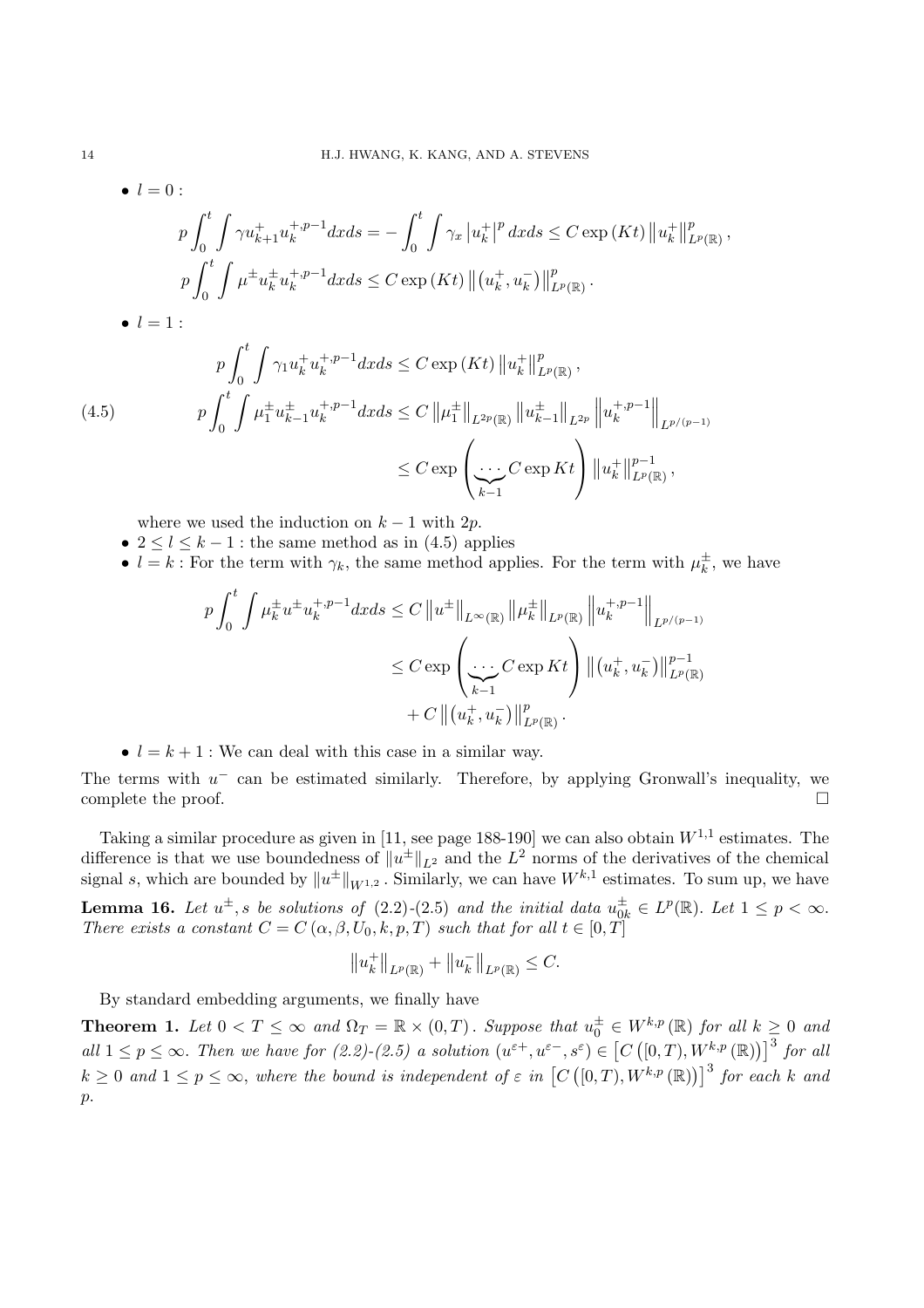- $l = 0$ :

$$p \int_0^t \int \gamma u_{k+1}^+ u_k^{+,p-1} dxds = -\int_0^t \int \gamma_x \left|u_k^+\right|^p dxds \le C \exp(Kt) \left\|u_k^+\right\|_{L^p(\mathbb{R})}^p,$$

$$p \int_0^t \int \mu^{\pm} u_k^{\pm} u_k^{+,p-1} dxds \le C \exp(Kt) \left\|\left(u_k^+, u_k^-\right)\right\|_{L^p(\mathbb{R})}^p.$$

- $l = 1$ :

$$p \int_0^t \int \gamma_1 u_k^+ u_k^{+,p-1} dxds \le C \exp(Kt) \left\|u_k^+\right\|_{L^p(\mathbb{R})}^p,$$

$$\begin{aligned} p \int_0^t \int \mu_1^{\pm} u_{k-1}^{\pm} u_k^{+,p-1} dxds &\le C \left\|\mu_1^{\pm}\right\|_{L^{2p}(\mathbb{R})} \left\|u_{k-1}^{\pm}\right\|_{L^{2p}} \left\|u_k^{+,p-1}\right\|_{L^{p/(p-1)}} \\ &\le C \exp\left(\underbrace{\cdots}_{k-1} C \exp Kt\right) \left\|u_k^+\right\|_{L^p(\mathbb{R})}^{p-1}, \end{aligned} \tag{4.5}$$

where we used the induction on $k-1$ with $2p$.

- $2 \le l \le k-1$ : the same method as in (4.5) applies
- $l = k$ : For the term with $\gamma_k$, the same method applies. For the term with $\mu_k^{\pm}$, we have

$$\begin{aligned} p \int_0^t \int \mu_k^{\pm} u^{\pm} u_k^{+,p-1} dxds &\le C \left\|u^{\pm}\right\|_{L^\infty(\mathbb{R})} \left\|\mu_k^{\pm}\right\|_{L^p(\mathbb{R})} \left\|u_k^{+,p-1}\right\|_{L^{p/(p-1)}} \\ &\le C \exp\left(\underbrace{\cdots}_{k-1} C \exp Kt\right) \left\|\left(u_k^+, u_k^-\right)\right\|_{L^p(\mathbb{R})}^{p-1} \\ &\quad + C \left\|\left(u_k^+, u_k^-\right)\right\|_{L^p(\mathbb{R})}^p. \end{aligned}$$

- $l = k+1$ : We can deal with this case in a similar way.

The terms with $u^-$ can be estimated similarly. Therefore, by applying Gronwall's inequality, we complete the proof. $\square$

Taking a similar procedure as given in [11, see page 188-190] we can also obtain $W^{1,1}$ estimates. The difference is that we use boundedness of $\|u^{\pm}\|_{L^2}$ and the $L^2$ norms of the derivatives of the chemical signal $s$, which are bounded by $\|u^{\pm}\|_{W^{1,2}}$. Similarly, we can have $W^{k,1}$ estimates. To sum up, we have

**Lemma 16.** *Let $u^{\pm}, s$ be solutions of (2.2)-(2.5) and the initial data $u_{0k}^{\pm} \in L^p(\mathbb{R})$. Let $1 \le p < \infty$. There exists a constant $C = C(\alpha, \beta, U_0, k, p, T)$ such that for all $t \in [0, T]$*

$$\left\|u_k^+\right\|_{L^p(\mathbb{R})} + \left\|u_k^-\right\|_{L^p(\mathbb{R})} \le C.$$

By standard embedding arguments, we finally have

**Theorem 1.** *Let $0 < T \le \infty$ and $\Omega_T = \mathbb{R} \times (0, T)$. Suppose that $u_0^{\pm} \in W^{k,p}(\mathbb{R})$ for all $k \ge 0$ and all $1 \le p \le \infty$. Then we have for (2.2)-(2.5) a solution $(u^{\varepsilon+}, u^{\varepsilon-}, s^{\varepsilon}) \in \left[C\left([0,T), W^{k,p}(\mathbb{R})\right)\right]^3$ for all $k \ge 0$ and $1 \le p \le \infty$, where the bound is independent of $\varepsilon$ in $\left[C\left([0,T), W^{k,p}(\mathbb{R})\right)\right]^3$ for each $k$ and $p$.*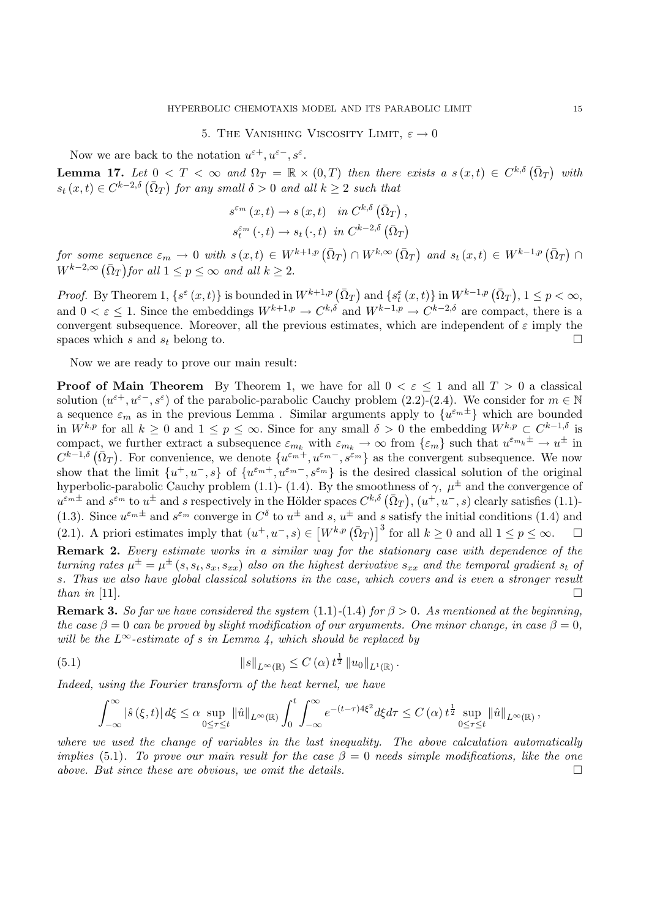## 5. The Vanishing Viscosity Limit, $\varepsilon \to 0$

Now we are back to the notation $u^{\varepsilon+}, u^{\varepsilon-}, s^{\varepsilon}$.

**Lemma 17.** *Let $0 < T < \infty$ and $\Omega_T = \mathbb{R} \times (0, T)$ then there exists a $s(x,t) \in C^{k,\delta}(\bar{\Omega}_T)$ with $s_t(x,t) \in C^{k-2,\delta}(\bar{\Omega}_T)$ for any small $\delta > 0$ and all $k \geq 2$ such that*

$$s^{\varepsilon_m}(x,t) \to s(x,t) \quad \text{in } C^{k,\delta}(\bar{\Omega}_T),$$
$$s_t^{\varepsilon_m}(\cdot,t) \to s_t(\cdot,t) \quad \text{in } C^{k-2,\delta}(\bar{\Omega}_T)$$

*for some sequence $\varepsilon_m \to 0$ with $s(x,t) \in W^{k+1,p}(\bar{\Omega}_T) \cap W^{k,\infty}(\bar{\Omega}_T)$ and $s_t(x,t) \in W^{k-1,p}(\bar{\Omega}_T) \cap W^{k-2,\infty}(\bar{\Omega}_T)$for all $1 \leq p \leq \infty$ and all $k \geq 2$.*

*Proof.* By Theorem 1, $\{s^{\varepsilon}(x,t)\}$ is bounded in $W^{k+1,p}(\bar{\Omega}_T)$ and $\{s_t^{\varepsilon}(x,t)\}$ in $W^{k-1,p}(\bar{\Omega}_T)$, $1 \leq p < \infty$, and $0 < \varepsilon \leq 1$. Since the embeddings $W^{k+1,p} \to C^{k,\delta}$ and $W^{k-1,p} \to C^{k-2,\delta}$ are compact, there is a convergent subsequence. Moreover, all the previous estimates, which are independent of $\varepsilon$ imply the spaces which $s$ and $s_t$ belong to. □

Now we are ready to prove our main result:

**Proof of Main Theorem** By Theorem 1, we have for all $0 < \varepsilon \leq 1$ and all $T > 0$ a classical solution $(u^{\varepsilon+}, u^{\varepsilon-}, s^{\varepsilon})$ of the parabolic-parabolic Cauchy problem (2.2)-(2.4). We consider for $m \in \mathbb{N}$ a sequence $\varepsilon_m$ as in the previous Lemma . Similar arguments apply to $\{u^{\varepsilon_m \pm}\}$ which are bounded in $W^{k,p}$ for all $k \geq 0$ and $1 \leq p \leq \infty$. Since for any small $\delta > 0$ the embedding $W^{k,p} \subset C^{k-1,\delta}$ is compact, we further extract a subsequence $\varepsilon_{m_k}$ with $\varepsilon_{m_k} \to \infty$ from $\{\varepsilon_m\}$ such that $u^{\varepsilon_{m_k} \pm} \to u^{\pm}$ in $C^{k-1,\delta}(\bar{\Omega}_T)$. For convenience, we denote $\{u^{\varepsilon_m+}, u^{\varepsilon_m-}, s^{\varepsilon_m}\}$ as the convergent subsequence. We now show that the limit $\{u^+, u^-, s\}$ of $\{u^{\varepsilon_m+}, u^{\varepsilon_m-}, s^{\varepsilon_m}\}$ is the desired classical solution of the original hyperbolic-parabolic Cauchy problem (1.1)- (1.4). By the smoothness of $\gamma$, $\mu^{\pm}$ and the convergence of $u^{\varepsilon_m \pm}$ and $s^{\varepsilon_m}$ to $u^{\pm}$ and $s$ respectively in the Hölder spaces $C^{k,\delta}(\bar{\Omega}_T)$, $(u^+, u^-, s)$ clearly satisfies (1.1)-(1.3). Since $u^{\varepsilon_m \pm}$ and $s^{\varepsilon_m}$ converge in $C^{\delta}$ to $u^{\pm}$ and $s$, $u^{\pm}$ and $s$ satisfy the initial conditions (1.4) and (2.1). A priori estimates imply that $(u^+, u^-, s) \in \left[W^{k,p}(\bar{\Omega}_T)\right]^3$ for all $k \geq 0$ and all $1 \leq p \leq \infty$. □

**Remark 2.** *Every estimate works in a similar way for the stationary case with dependence of the turning rates $\mu^{\pm} = \mu^{\pm}(s, s_t, s_x, s_{xx})$ also on the highest derivative $s_{xx}$ and the temporal gradient $s_t$ of $s$. Thus we also have global classical solutions in the case, which covers and is even a stronger result than in* [11]. □

**Remark 3.** *So far we have considered the system* (1.1)-(1.4) *for $\beta > 0$. As mentioned at the beginning, the case $\beta = 0$ can be proved by slight modification of our arguments. One minor change, in case $\beta = 0$, will be the $L^{\infty}$-estimate of $s$ in Lemma 4, which should be replaced by*

$$\|s\|_{L^{\infty}(\mathbb{R})} \leq C(\alpha)\, t^{\frac{1}{2}} \|u_0\|_{L^1(\mathbb{R})}. \tag{5.1}$$

*Indeed, using the Fourier transform of the heat kernel, we have*

$$\int_{-\infty}^{\infty} |\hat{s}(\xi,t)|\, d\xi \leq \alpha \sup_{0 \leq \tau \leq t} \|\hat{u}\|_{L^{\infty}(\mathbb{R})} \int_0^t \int_{-\infty}^{\infty} e^{-(t-\tau)4\xi^2} d\xi d\tau \leq C(\alpha)\, t^{\frac{1}{2}} \sup_{0 \leq \tau \leq t} \|\hat{u}\|_{L^{\infty}(\mathbb{R})},$$

*where we used the change of variables in the last inequality. The above calculation automatically implies* (5.1). *To prove our main result for the case $\beta = 0$ needs simple modifications, like the one above. But since these are obvious, we omit the details.* □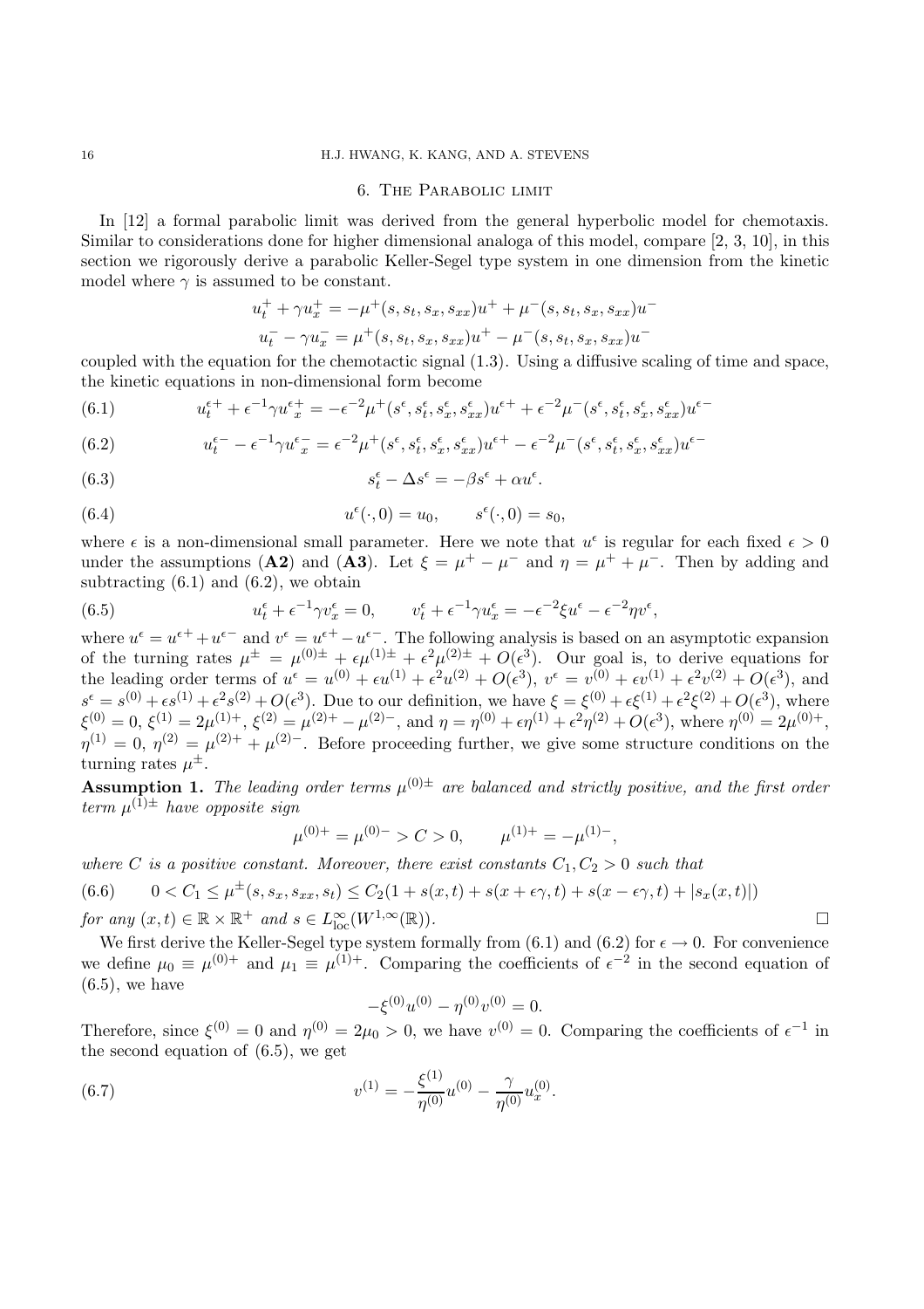## 6. The Parabolic limit

In [12] a formal parabolic limit was derived from the general hyperbolic model for chemotaxis. Similar to considerations done for higher dimensional analoga of this model, compare [2, 3, 10], in this section we rigorously derive a parabolic Keller-Segel type system in one dimension from the kinetic model where $\gamma$ is assumed to be constant.

$$u_t^+ + \gamma u_x^+ = -\mu^+(s, s_t, s_x, s_{xx})u^+ + \mu^-(s, s_t, s_x, s_{xx})u^-$$
$$u_t^- - \gamma u_x^- = \mu^+(s, s_t, s_x, s_{xx})u^+ - \mu^-(s, s_t, s_x, s_{xx})u^-$$

coupled with the equation for the chemotactic signal (1.3). Using a diffusive scaling of time and space, the kinetic equations in non-dimensional form become

$$u_t^{\epsilon+} + \epsilon^{-1}\gamma u_x^{\epsilon+} = -\epsilon^{-2}\mu^+(s^\epsilon, s_t^\epsilon, s_x^\epsilon, s_{xx}^\epsilon)u^{\epsilon+} + \epsilon^{-2}\mu^-(s^\epsilon, s_t^\epsilon, s_x^\epsilon, s_{xx}^\epsilon)u^{\epsilon-} \tag{6.1}$$

$$u_t^{\epsilon-} - \epsilon^{-1}\gamma u_x^{\epsilon-} = \epsilon^{-2}\mu^+(s^\epsilon, s_t^\epsilon, s_x^\epsilon, s_{xx}^\epsilon)u^{\epsilon+} - \epsilon^{-2}\mu^-(s^\epsilon, s_t^\epsilon, s_x^\epsilon, s_{xx}^\epsilon)u^{\epsilon-} \tag{6.2}$$

$$s_t^\epsilon - \Delta s^\epsilon = -\beta s^\epsilon + \alpha u^\epsilon. \tag{6.3}$$

$$u^\epsilon(\cdot, 0) = u_0, \qquad s^\epsilon(\cdot, 0) = s_0, \tag{6.4}$$

where $\epsilon$ is a non-dimensional small parameter. Here we note that $u^\epsilon$ is regular for each fixed $\epsilon > 0$ under the assumptions (**A2**) and (**A3**). Let $\xi = \mu^+ - \mu^-$ and $\eta = \mu^+ + \mu^-$. Then by adding and subtracting (6.1) and (6.2), we obtain

$$u_t^\epsilon + \epsilon^{-1}\gamma v_x^\epsilon = 0, \qquad v_t^\epsilon + \epsilon^{-1}\gamma u_x^\epsilon = -\epsilon^{-2}\xi u^\epsilon - \epsilon^{-2}\eta v^\epsilon, \tag{6.5}$$

where $u^\epsilon = u^{\epsilon+} + u^{\epsilon-}$ and $v^\epsilon = u^{\epsilon+} - u^{\epsilon-}$. The following analysis is based on an asymptotic expansion of the turning rates $\mu^\pm = \mu^{(0)\pm} + \epsilon\mu^{(1)\pm} + \epsilon^2\mu^{(2)\pm} + O(\epsilon^3)$. Our goal is, to derive equations for the leading order terms of $u^\epsilon = u^{(0)} + \epsilon u^{(1)} + \epsilon^2 u^{(2)} + O(\epsilon^3)$, $v^\epsilon = v^{(0)} + \epsilon v^{(1)} + \epsilon^2 v^{(2)} + O(\epsilon^3)$, and $s^\epsilon = s^{(0)} + \epsilon s^{(1)} + \epsilon^2 s^{(2)} + O(\epsilon^3)$. Due to our definition, we have $\xi = \xi^{(0)} + \epsilon\xi^{(1)} + \epsilon^2\xi^{(2)} + O(\epsilon^3)$, where $\xi^{(0)} = 0$, $\xi^{(1)} = 2\mu^{(1)+}$, $\xi^{(2)} = \mu^{(2)+} - \mu^{(2)-}$, and $\eta = \eta^{(0)} + \epsilon\eta^{(1)} + \epsilon^2\eta^{(2)} + O(\epsilon^3)$, where $\eta^{(0)} = 2\mu^{(0)+}$, $\eta^{(1)} = 0$, $\eta^{(2)} = \mu^{(2)+} + \mu^{(2)-}$. Before proceeding further, we give some structure conditions on the turning rates $\mu^\pm$.

**Assumption 1.** *The leading order terms $\mu^{(0)\pm}$ are balanced and strictly positive, and the first order term $\mu^{(1)\pm}$ have opposite sign*

$$\mu^{(0)+} = \mu^{(0)-} > C > 0, \qquad \mu^{(1)+} = -\mu^{(1)-},$$

*where $C$ is a positive constant. Moreover, there exist constants $C_1, C_2 > 0$ such that*

$$0 < C_1 \leq \mu^\pm(s, s_x, s_{xx}, s_t) \leq C_2(1 + s(x,t) + s(x + \epsilon\gamma, t) + s(x - \epsilon\gamma, t) + |s_x(x,t)|) \tag{6.6}$$

*for any $(x,t) \in \mathbb{R} \times \mathbb{R}^+$ and $s \in L^\infty_{\text{loc}}(W^{1,\infty}(\mathbb{R}))$.* □

We first derive the Keller-Segel type system formally from (6.1) and (6.2) for $\epsilon \to 0$. For convenience we define $\mu_0 \equiv \mu^{(0)+}$ and $\mu_1 \equiv \mu^{(1)+}$. Comparing the coefficients of $\epsilon^{-2}$ in the second equation of (6.5), we have

$$-\xi^{(0)}u^{(0)} - \eta^{(0)}v^{(0)} = 0.$$

Therefore, since $\xi^{(0)} = 0$ and $\eta^{(0)} = 2\mu_0 > 0$, we have $v^{(0)} = 0$. Comparing the coefficients of $\epsilon^{-1}$ in the second equation of (6.5), we get

$$v^{(1)} = -\frac{\xi^{(1)}}{\eta^{(0)}}u^{(0)} - \frac{\gamma}{\eta^{(0)}}u_x^{(0)}. \tag{6.7}$$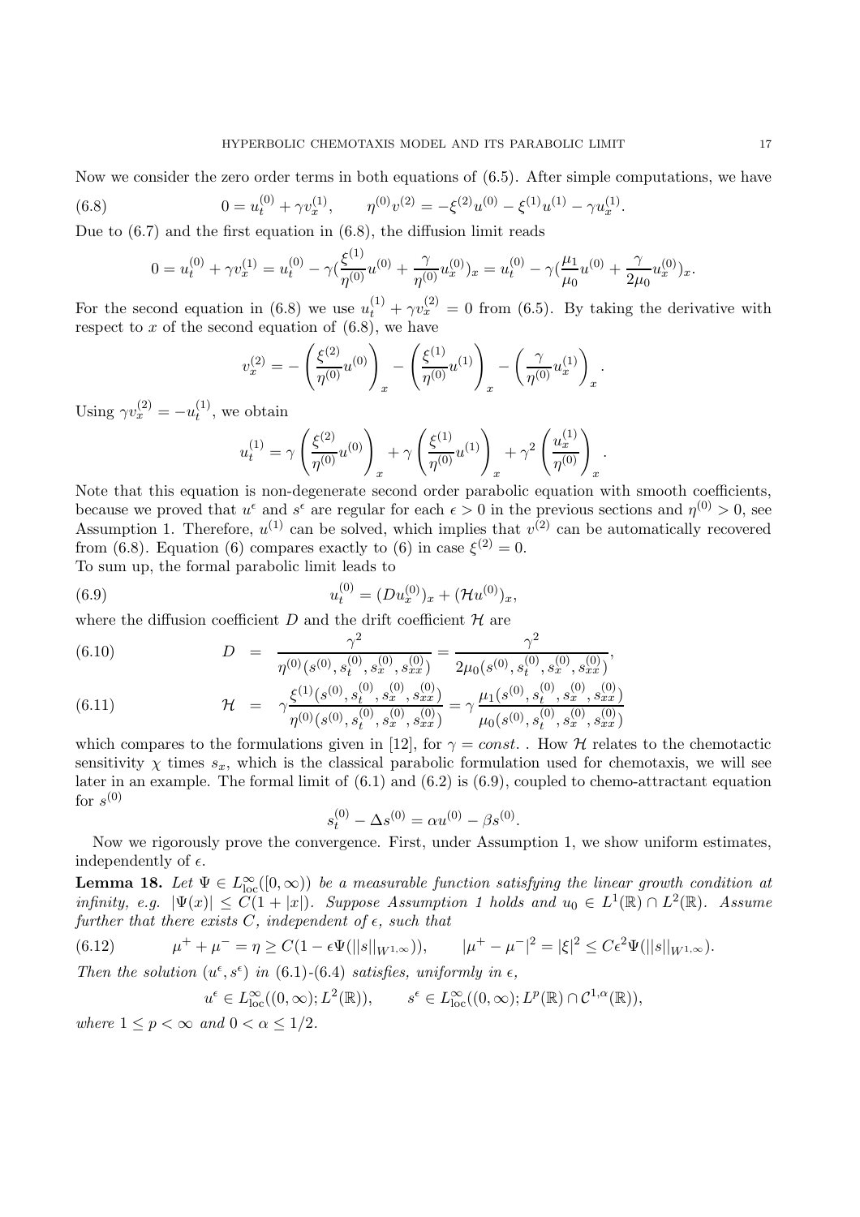Now we consider the zero order terms in both equations of (6.5). After simple computations, we have

$$
0 = u_t^{(0)} + \gamma v_x^{(1)}, \qquad \eta^{(0)} v^{(2)} = -\xi^{(2)} u^{(0)} - \xi^{(1)} u^{(1)} - \gamma u_x^{(1)}. \tag{6.8}
$$

Due to (6.7) and the first equation in (6.8), the diffusion limit reads

$$
0 = u_t^{(0)} + \gamma v_x^{(1)} = u_t^{(0)} - \gamma (\frac{\xi^{(1)}}{\eta^{(0)}} u^{(0)} + \frac{\gamma}{\eta^{(0)}} u_x^{(0)})_x = u_t^{(0)} - \gamma (\frac{\mu_1}{\mu_0} u^{(0)} + \frac{\gamma}{2\mu_0} u_x^{(0)})_x.
$$

For the second equation in (6.8) we use $u_t^{(1)} + \gamma v_x^{(2)} = 0$ from (6.5). By taking the derivative with respect to $x$ of the second equation of (6.8), we have

$$
v_x^{(2)} = -\left(\frac{\xi^{(2)}}{\eta^{(0)}} u^{(0)}\right)_x - \left(\frac{\xi^{(1)}}{\eta^{(0)}} u^{(1)}\right)_x - \left(\frac{\gamma}{\eta^{(0)}} u_x^{(1)}\right)_x.
$$

Using $\gamma v_x^{(2)} = -u_t^{(1)}$, we obtain

$$
u_t^{(1)} = \gamma \left(\frac{\xi^{(2)}}{\eta^{(0)}} u^{(0)}\right)_x + \gamma \left(\frac{\xi^{(1)}}{\eta^{(0)}} u^{(1)}\right)_x + \gamma^2 \left(\frac{u_x^{(1)}}{\eta^{(0)}}\right)_x.
$$

Note that this equation is non-degenerate second order parabolic equation with smooth coefficients, because we proved that $u^\epsilon$ and $s^\epsilon$ are regular for each $\epsilon > 0$ in the previous sections and $\eta^{(0)} > 0$, see Assumption 1. Therefore, $u^{(1)}$ can be solved, which implies that $v^{(2)}$ can be automatically recovered from (6.8). Equation (6) compares exactly to (6) in case $\xi^{(2)} = 0$.
To sum up, the formal parabolic limit leads to

$$
u_t^{(0)} = (D u_x^{(0)})_x + (\mathcal{H} u^{(0)})_x, \tag{6.9}
$$

where the diffusion coefficient $D$ and the drift coefficient $\mathcal{H}$ are

$$
D = \frac{\gamma^2}{\eta^{(0)}(s^{(0)}, s_t^{(0)}, s_x^{(0)}, s_{xx}^{(0)})} = \frac{\gamma^2}{2\mu_0(s^{(0)}, s_t^{(0)}, s_x^{(0)}, s_{xx}^{(0)})}, \tag{6.10}
$$

$$
\mathcal{H} = \gamma \frac{\xi^{(1)}(s^{(0)}, s_t^{(0)}, s_x^{(0)}, s_{xx}^{(0)})}{\eta^{(0)}(s^{(0)}, s_t^{(0)}, s_x^{(0)}, s_{xx}^{(0)})} = \gamma \frac{\mu_1(s^{(0)}, s_t^{(0)}, s_x^{(0)}, s_{xx}^{(0)})}{\mu_0(s^{(0)}, s_t^{(0)}, s_x^{(0)}, s_{xx}^{(0)})} \tag{6.11}
$$

which compares to the formulations given in [12], for $\gamma = const.$. How $\mathcal{H}$ relates to the chemotactic sensitivity $\chi$ times $s_x$, which is the classical parabolic formulation used for chemotaxis, we will see later in an example. The formal limit of (6.1) and (6.2) is (6.9), coupled to chemo-attractant equation for $s^{(0)}$

$$
s_t^{(0)} - \Delta s^{(0)} = \alpha u^{(0)} - \beta s^{(0)}.
$$

Now we rigorously prove the convergence. First, under Assumption 1, we show uniform estimates, independently of $\epsilon$.

**Lemma 18.** *Let $\Psi \in L^\infty_{\rm loc}([0,\infty))$ be a measurable function satisfying the linear growth condition at infinity, e.g. $|\Psi(x)| \le C(1 + |x|)$. Suppose Assumption 1 holds and $u_0 \in L^1(\mathbb{R}) \cap L^2(\mathbb{R})$. Assume further that there exists $C$, independent of $\epsilon$, such that*

$$
\mu^+ + \mu^- = \eta \ge C(1 - \epsilon \Psi(||s||_{W^{1,\infty}})), \qquad |\mu^+ - \mu^-|^2 = |\xi|^2 \le C\epsilon^2 \Psi(||s||_{W^{1,\infty}}). \tag{6.12}
$$

*Then the solution $(u^\epsilon, s^\epsilon)$ in (6.1)-(6.4) satisfies, uniformly in $\epsilon$,*

$$
u^\epsilon \in L^\infty_{\rm loc}((0,\infty); L^2(\mathbb{R})), \qquad s^\epsilon \in L^\infty_{\rm loc}((0,\infty); L^p(\mathbb{R}) \cap \mathcal{C}^{1,\alpha}(\mathbb{R})),
$$

*where $1 \le p < \infty$ and $0 < \alpha \le 1/2$.*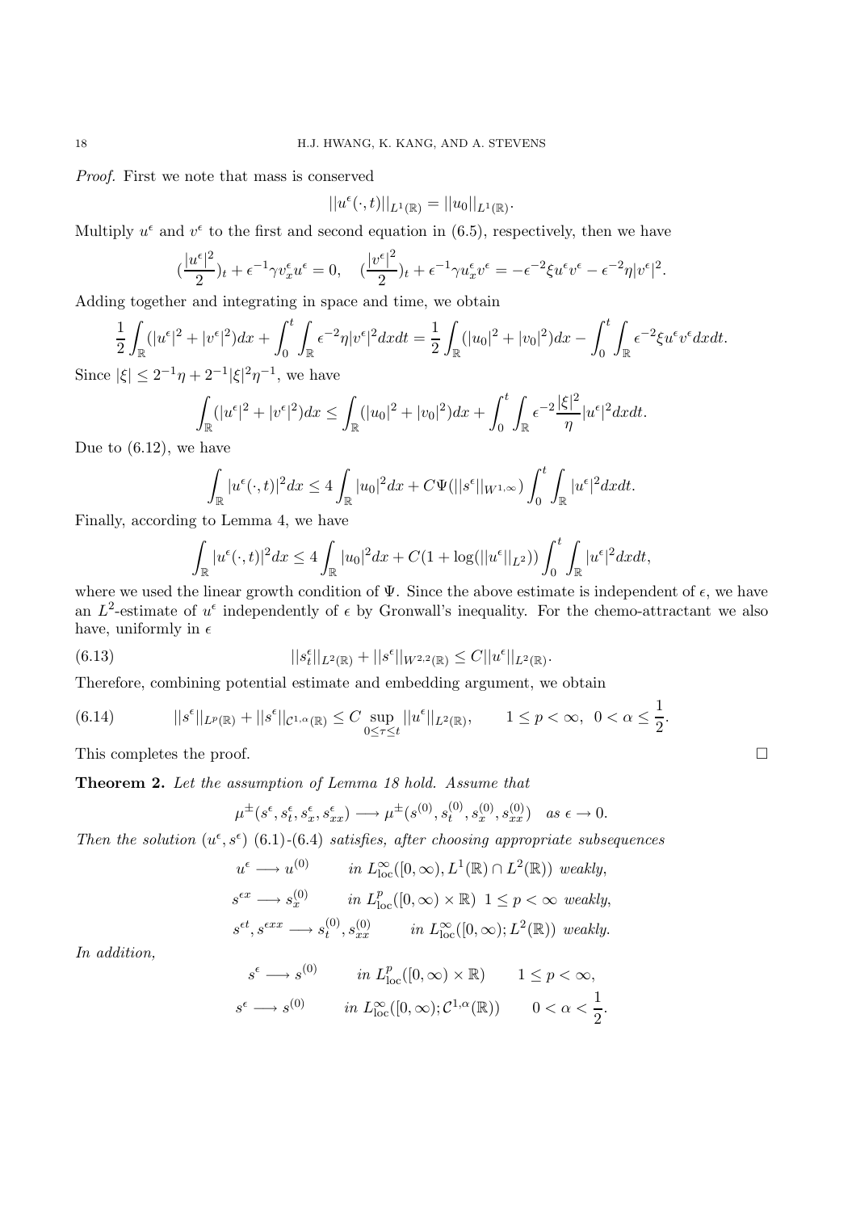*Proof.* First we note that mass is conserved

$$||u^\epsilon(\cdot,t)||_{L^1(\mathbb{R})} = ||u_0||_{L^1(\mathbb{R})}.$$

Multiply $u^\epsilon$ and $v^\epsilon$ to the first and second equation in (6.5), respectively, then we have

$$(\frac{|u^\epsilon|^2}{2})_t + \epsilon^{-1}\gamma v_x^\epsilon u^\epsilon = 0, \quad (\frac{|v^\epsilon|^2}{2})_t + \epsilon^{-1}\gamma u_x^\epsilon v^\epsilon = -\epsilon^{-2}\xi u^\epsilon v^\epsilon - \epsilon^{-2}\eta |v^\epsilon|^2.$$

Adding together and integrating in space and time, we obtain

$$\frac{1}{2}\int_{\mathbb{R}}(|u^\epsilon|^2 + |v^\epsilon|^2)dx + \int_0^t\int_{\mathbb{R}}\epsilon^{-2}\eta|v^\epsilon|^2 dxdt = \frac{1}{2}\int_{\mathbb{R}}(|u_0|^2 + |v_0|^2)dx - \int_0^t\int_{\mathbb{R}}\epsilon^{-2}\xi u^\epsilon v^\epsilon dxdt.$$

Since $|\xi| \le 2^{-1}\eta + 2^{-1}|\xi|^2\eta^{-1}$, we have

$$\int_{\mathbb{R}}(|u^\epsilon|^2 + |v^\epsilon|^2)dx \le \int_{\mathbb{R}}(|u_0|^2 + |v_0|^2)dx + \int_0^t\int_{\mathbb{R}}\epsilon^{-2}\frac{|\xi|^2}{\eta}|u^\epsilon|^2 dxdt.$$

Due to (6.12), we have

$$\int_{\mathbb{R}}|u^\epsilon(\cdot,t)|^2 dx \le 4\int_{\mathbb{R}}|u_0|^2 dx + C\Psi(||s^\epsilon||_{W^{1,\infty}})\int_0^t\int_{\mathbb{R}}|u^\epsilon|^2 dxdt.$$

Finally, according to Lemma 4, we have

$$\int_{\mathbb{R}}|u^\epsilon(\cdot,t)|^2 dx \le 4\int_{\mathbb{R}}|u_0|^2 dx + C(1 + \log(||u^\epsilon||_{L^2}))\int_0^t\int_{\mathbb{R}}|u^\epsilon|^2 dxdt,$$

where we used the linear growth condition of $\Psi$. Since the above estimate is independent of $\epsilon$, we have an $L^2$-estimate of $u^\epsilon$ independently of $\epsilon$ by Gronwall's inequality. For the chemo-attractant we also have, uniformly in $\epsilon$

$$||s_t^\epsilon||_{L^2(\mathbb{R})} + ||s^\epsilon||_{W^{2,2}(\mathbb{R})} \le C||u^\epsilon||_{L^2(\mathbb{R})}. \tag{6.13}$$

Therefore, combining potential estimate and embedding argument, we obtain

$$||s^\epsilon||_{L^p(\mathbb{R})} + ||s^\epsilon||_{\mathcal{C}^{1,\alpha}(\mathbb{R})} \le C\sup_{0\le\tau\le t}||u^\epsilon||_{L^2(\mathbb{R})}, \qquad 1 \le p < \infty, \ 0 < \alpha \le \frac{1}{2}. \tag{6.14}$$

This completes the proof. $\square$

**Theorem 2.** *Let the assumption of Lemma 18 hold. Assume that*

$$\mu^\pm(s^\epsilon, s_t^\epsilon, s_x^\epsilon, s_{xx}^\epsilon) \longrightarrow \mu^\pm(s^{(0)}, s_t^{(0)}, s_x^{(0)}, s_{xx}^{(0)}) \quad \text{as } \epsilon \to 0.$$

*Then the solution $(u^\epsilon, s^\epsilon)$ (6.1)-(6.4) satisfies, after choosing appropriate subsequences*

$$u^\epsilon \longrightarrow u^{(0)} \qquad \text{in } L^\infty_{\text{loc}}([0,\infty), L^1(\mathbb{R}) \cap L^2(\mathbb{R})) \text{ weakly,}$$

$$s^{\epsilon x} \longrightarrow s_x^{(0)} \qquad \text{in } L^p_{\text{loc}}([0,\infty) \times \mathbb{R}) \ \ 1 \le p < \infty \text{ weakly,}$$

$$s^{\epsilon t}, s^{\epsilon xx} \longrightarrow s_t^{(0)}, s_{xx}^{(0)} \qquad \text{in } L^\infty_{\text{loc}}([0,\infty); L^2(\mathbb{R})) \text{ weakly.}$$

*In addition,*

$$s^\epsilon \longrightarrow s^{(0)} \qquad \text{in } L^p_{\text{loc}}([0,\infty) \times \mathbb{R}) \qquad 1 \le p < \infty,$$

$$s^\epsilon \longrightarrow s^{(0)} \qquad \text{in } L^\infty_{\text{loc}}([0,\infty); \mathcal{C}^{1,\alpha}(\mathbb{R})) \qquad 0 < \alpha < \frac{1}{2}.$$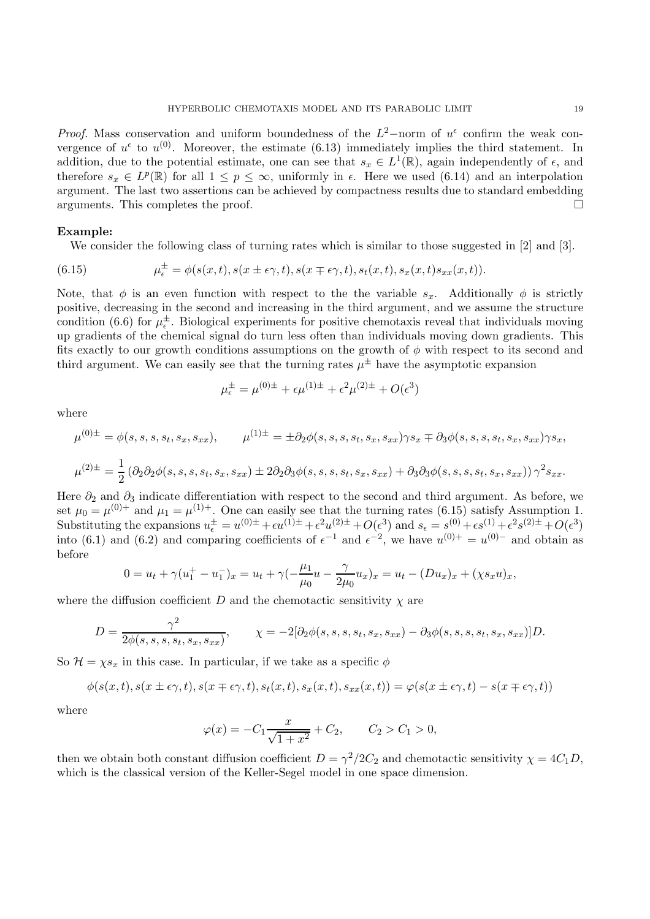*Proof.* Mass conservation and uniform boundedness of the $L^2-$norm of $u^\epsilon$ confirm the weak convergence of $u^\epsilon$ to $u^{(0)}$. Moreover, the estimate (6.13) immediately implies the third statement. In addition, due to the potential estimate, one can see that $s_x \in L^1(\mathbb{R})$, again independently of $\epsilon$, and therefore $s_x \in L^p(\mathbb{R})$ for all $1 \leq p \leq \infty$, uniformly in $\epsilon$. Here we used (6.14) and an interpolation argument. The last two assertions can be achieved by compactness results due to standard embedding arguments. This completes the proof. □

**Example:**

We consider the following class of turning rates which is similar to those suggested in [2] and [3].

$$\mu_\epsilon^\pm = \phi(s(x,t), s(x \pm \epsilon\gamma, t), s(x \mp \epsilon\gamma, t), s_t(x,t), s_x(x,t)s_{xx}(x,t)). \tag{6.15}$$

Note, that $\phi$ is an even function with respect to the the variable $s_x$. Additionally $\phi$ is strictly positive, decreasing in the second and increasing in the third argument, and we assume the structure condition (6.6) for $\mu_\epsilon^\pm$. Biological experiments for positive chemotaxis reveal that individuals moving up gradients of the chemical signal do turn less often than individuals moving down gradients. This fits exactly to our growth conditions assumptions on the growth of $\phi$ with respect to its second and third argument. We can easily see that the turning rates $\mu^\pm$ have the asymptotic expansion

$$\mu_\epsilon^\pm = \mu^{(0)\pm} + \epsilon\mu^{(1)\pm} + \epsilon^2\mu^{(2)\pm} + O(\epsilon^3)$$

where

$$\mu^{(0)\pm} = \phi(s, s, s, s_t, s_x, s_{xx}), \qquad \mu^{(1)\pm} = \pm\partial_2\phi(s, s, s, s_t, s_x, s_{xx})\gamma s_x \mp \partial_3\phi(s, s, s, s_t, s_x, s_{xx})\gamma s_x,$$

$$\mu^{(2)\pm} = \frac{1}{2}\left(\partial_2\partial_2\phi(s, s, s, s_t, s_x, s_{xx}) \pm 2\partial_2\partial_3\phi(s, s, s, s_t, s_x, s_{xx}) + \partial_3\partial_3\phi(s, s, s, s_t, s_x, s_{xx})\right)\gamma^2 s_{xx}.$$

Here $\partial_2$ and $\partial_3$ indicate differentiation with respect to the second and third argument. As before, we set $\mu_0 = \mu^{(0)+}$ and $\mu_1 = \mu^{(1)+}$. One can easily see that the turning rates (6.15) satisfy Assumption 1. Substituting the expansions $u_\epsilon^\pm = u^{(0)\pm} + \epsilon u^{(1)\pm} + \epsilon^2 u^{(2)\pm} + O(\epsilon^3)$ and $s_\epsilon = s^{(0)} + \epsilon s^{(1)} + \epsilon^2 s^{(2)\pm} + O(\epsilon^3)$ into (6.1) and (6.2) and comparing coefficients of $\epsilon^{-1}$ and $\epsilon^{-2}$, we have $u^{(0)+} = u^{(0)-}$ and obtain as before

$$0 = u_t + \gamma(u_1^+ - u_1^-)_x = u_t + \gamma(-\frac{\mu_1}{\mu_0}u - \frac{\gamma}{2\mu_0}u_x)_x = u_t - (Du_x)_x + (\chi s_x u)_x,$$

where the diffusion coefficient $D$ and the chemotactic sensitivity $\chi$ are

$$D = \frac{\gamma^2}{2\phi(s, s, s, s_t, s_x, s_{xx})}, \qquad \chi = -2[\partial_2\phi(s, s, s, s_t, s_x, s_{xx}) - \partial_3\phi(s, s, s, s_t, s_x, s_{xx})]D.$$

So $\mathcal{H} = \chi s_x$ in this case. In particular, if we take as a specific $\phi$

$$\phi(s(x,t), s(x \pm \epsilon\gamma, t), s(x \mp \epsilon\gamma, t), s_t(x,t), s_x(x,t), s_{xx}(x,t)) = \varphi(s(x \pm \epsilon\gamma, t) - s(x \mp \epsilon\gamma, t))$$

where

$$\varphi(x) = -C_1\frac{x}{\sqrt{1+x^2}} + C_2, \qquad C_2 > C_1 > 0,$$

then we obtain both constant diffusion coefficient $D = \gamma^2/2C_2$ and chemotactic sensitivity $\chi = 4C_1 D$, which is the classical version of the Keller-Segel model in one space dimension.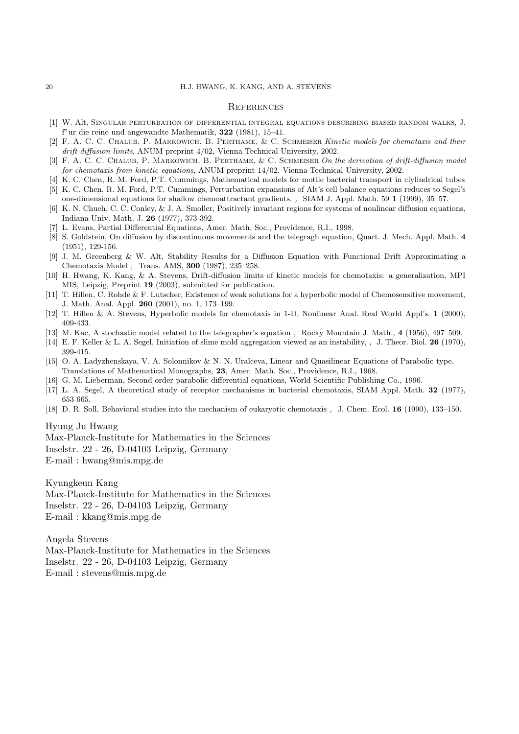## References

[1] W. Alt, Singular perturbation of differential integral equations describing biased random walks, J. f'ur die reine und angewandte Mathematik, **322** (1981), 15–41.

[2] F. A. C. C. Chalub, P. Markowich, B. Perthame, & C. Schmeiser *Kinetic models for chemotaxis and their drift-diffusion limits*, ANUM preprint 4/02, Vienna Technical University, 2002.

[3] F. A. C. C. Chalub, P. Markowich, B. Perthame, & C. Schmeiser *On the derivation of drift-diffusion model for chemotaxis from kinetic equations*, ANUM preprint 14/02, Vienna Technical University, 2002.

[4] K. C. Chen, R. M. Ford, P.T. Cummings, Mathematical models for motile bacterial transport in clylindrical tubes

[5] K. C. Chen, R. M. Ford, P.T. Cummings, Perturbation expansions of Alt's cell balance equations reduces to Segel's one-dimensional equations for shallow chemoattractant gradients, , SIAM J. Appl. Math. 59 **1** (1999), 35–57.

[6] K. N. Chueh, C. C. Conley, & J. A. Smoller, Positively invariant regions for systems of nonlinear diffusion equations, Indiana Univ. Math. J. **26** (1977), 373-392.

[7] L. Evans, Partial Differential Equations, Amer. Math. Soc., Providence, R.I., 1998.

[8] S. Goldstein, On diffusion by discontinuous movements and the telegragh equation, Quart. J. Mech. Appl. Math. **4** (1951), 129-156.

[9] J. M. Greenberg & W. Alt, Stability Results for a Diffusion Equation with Functional Drift Approximating a Chemotaxis Model , Trans. AMS, **300** (1987), 235–258.

[10] H. Hwang, K. Kang, & A. Stevens, Drift-diffusion limits of kinetic models for chemotaxis: a generalization, MPI MIS, Leipzig, Preprint **19** (2003), submitted for publication.

[11] T. Hillen, C. Rohde & F. Lutscher, Existence of weak solutions for a hyperbolic model of Chemosensitive movement, J. Math. Anal. Appl. **260** (2001), no. 1, 173–199.

[12] T. Hillen & A. Stevens, Hyperbolic models for chemotaxis in 1-D, Nonlinear Anal. Real World Appl's. **1** (2000), 409-433.

[13] M. Kac, A stochastic model related to the telegrapher's equation , Rocky Mountain J. Math., **4** (1956), 497–509.

[14] E. F. Keller & L. A. Segel, Initiation of slime mold aggregation viewed as an instability, , J. Theor. Biol. **26** (1970), 399-415.

[15] O. A. Ladyzhenskaya, V. A. Solonnikov & N. N. Uralceva, Linear and Quasilinear Equations of Parabolic type. Translations of Mathematical Monographs, **23**, Amer. Math. Soc., Providence, R.I., 1968.

[16] G. M. Lieberman, Second order parabolic differential equations, World Scientific Publishing Co., 1996.

[17] L. A. Segel, A theoretical study of receptor mechanisms in bacterial chemotaxis, SIAM Appl. Math. **32** (1977), 653-665.

[18] D. R. Soll, Behavioral studies into the mechanism of eukaryotic chemotaxis , J. Chem. Ecol. **16** (1990), 133–150.

Hyung Ju Hwang
Max-Planck-Institute for Mathematics in the Sciences
Inselstr. 22 - 26, D-04103 Leipzig, Germany
E-mail : hwang@mis.mpg.de

Kyungkeun Kang
Max-Planck-Institute for Mathematics in the Sciences
Inselstr. 22 - 26, D-04103 Leipzig, Germany
E-mail : kkang@mis.mpg.de

Angela Stevens
Max-Planck-Institute for Mathematics in the Sciences
Inselstr. 22 - 26, D-04103 Leipzig, Germany
E-mail : stevens@mis.mpg.de